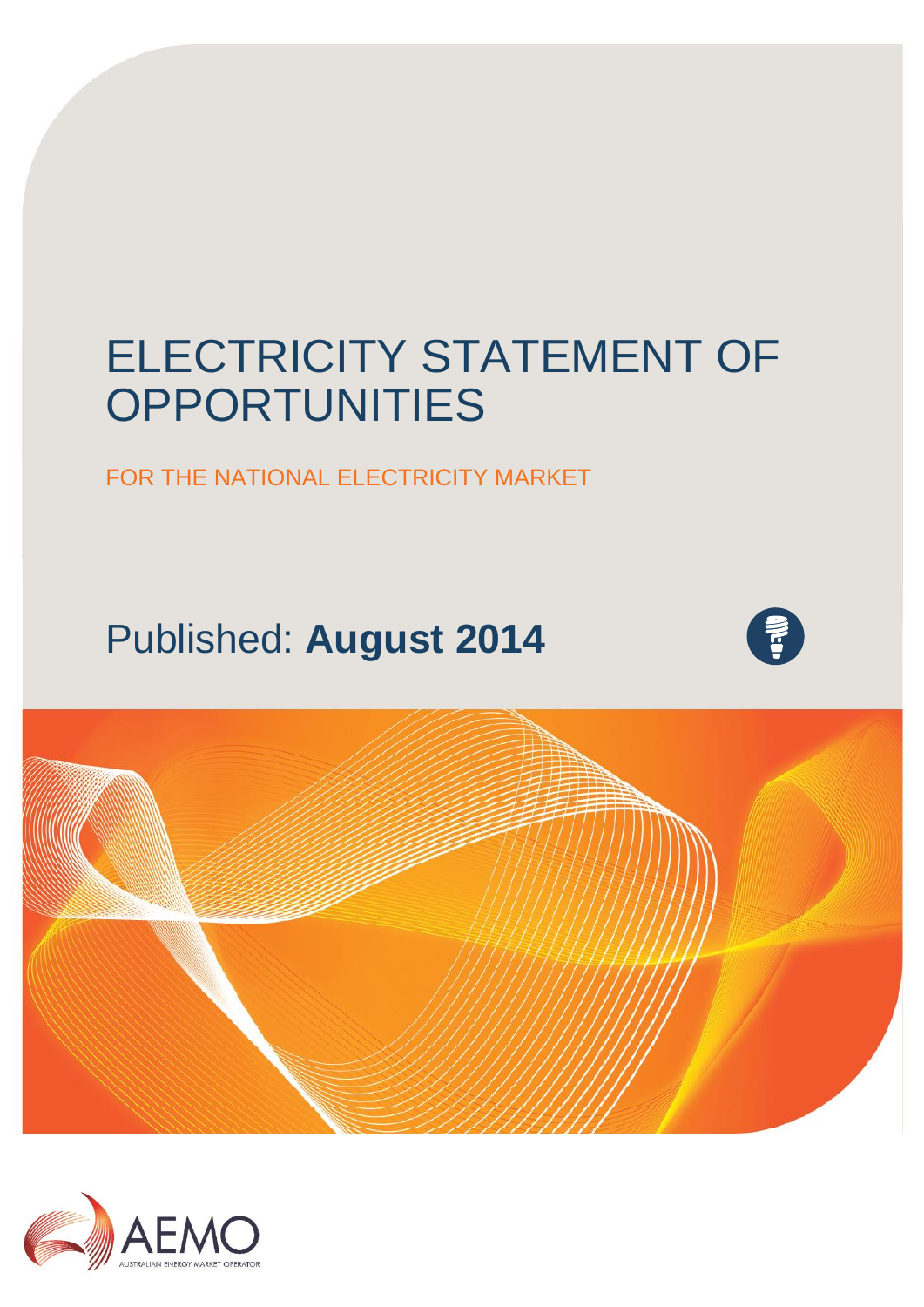# ELECTRICITY STATEMENT OF OPPORTUNITIES

FOR THE NATIONAL ELECTRICITY MARKET

Published: **August 2014**

AEMO

AUSTRALIAN ENERGY MARKET OPERATOR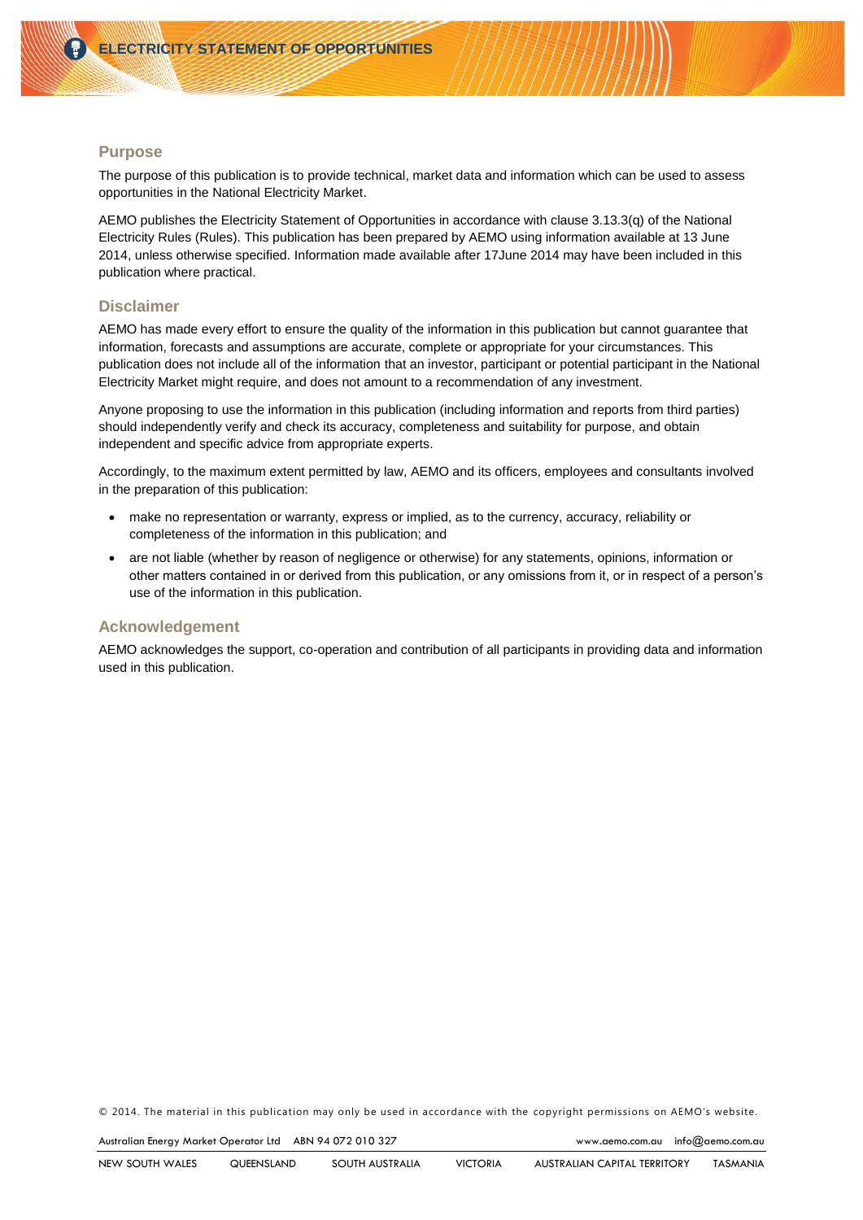## Purpose

The purpose of this publication is to provide technical, market data and information which can be used to assess opportunities in the National Electricity Market.

AEMO publishes the Electricity Statement of Opportunities in accordance with clause 3.13.3(q) of the National Electricity Rules (Rules). This publication has been prepared by AEMO using information available at 13 June 2014, unless otherwise specified. Information made available after 17June 2014 may have been included in this publication where practical.

## Disclaimer

AEMO has made every effort to ensure the quality of the information in this publication but cannot guarantee that information, forecasts and assumptions are accurate, complete or appropriate for your circumstances. This publication does not include all of the information that an investor, participant or potential participant in the National Electricity Market might require, and does not amount to a recommendation of any investment.

Anyone proposing to use the information in this publication (including information and reports from third parties) should independently verify and check its accuracy, completeness and suitability for purpose, and obtain independent and specific advice from appropriate experts.

Accordingly, to the maximum extent permitted by law, AEMO and its officers, employees and consultants involved in the preparation of this publication:

- make no representation or warranty, express or implied, as to the currency, accuracy, reliability or completeness of the information in this publication; and
- are not liable (whether by reason of negligence or otherwise) for any statements, opinions, information or other matters contained in or derived from this publication, or any omissions from it, or in respect of a person's use of the information in this publication.

## Acknowledgement

AEMO acknowledges the support, co-operation and contribution of all participants in providing data and information used in this publication.

© 2014. The material in this publication may only be used in accordance with the copyright permissions on AEMO's website.

Australian Energy Market Operator Ltd ABN 94 072 010 327 www.aemo.com.au info@aemo.com.au

NEW SOUTH WALES QUEENSLAND SOUTH AUSTRALIA VICTORIA AUSTRALIAN CAPITAL TERRITORY TASMANIA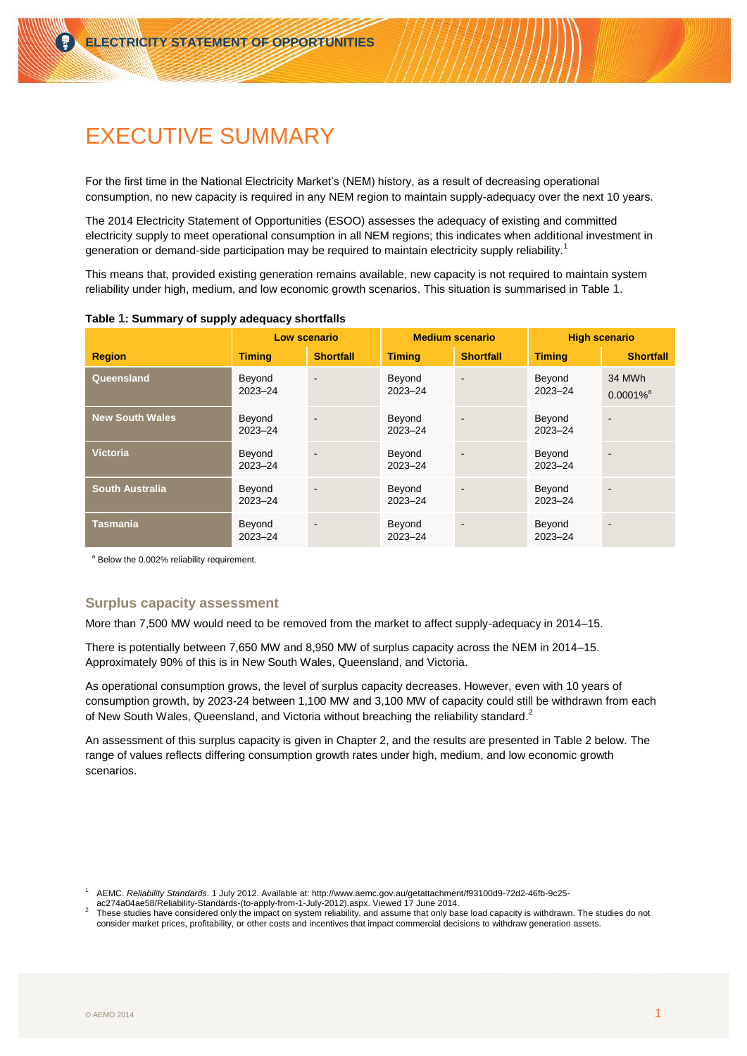# EXECUTIVE SUMMARY

For the first time in the National Electricity Market's (NEM) history, as a result of decreasing operational consumption, no new capacity is required in any NEM region to maintain supply-adequacy over the next 10 years.

The 2014 Electricity Statement of Opportunities (ESOO) assesses the adequacy of existing and committed electricity supply to meet operational consumption in all NEM regions; this indicates when additional investment in generation or demand-side participation may be required to maintain electricity supply reliability.[1]

This means that, provided existing generation remains available, new capacity is not required to maintain system reliability under high, medium, and low economic growth scenarios. This situation is summarised in Table 1.

**Table 1: Summary of supply adequacy shortfalls**

| | Low scenario | | Medium scenario | | High scenario | |
|---|---|---|---|---|---|---|
| **Region** | **Timing** | **Shortfall** | **Timing** | **Shortfall** | **Timing** | **Shortfall** |
| **Queensland** | Beyond 2023–24 | - | Beyond 2023–24 | - | Beyond 2023–24 | 34 MWh 0.0001%[a] |
| **New South Wales** | Beyond 2023–24 | - | Beyond 2023–24 | - | Beyond 2023–24 | - |
| **Victoria** | Beyond 2023–24 | - | Beyond 2023–24 | - | Beyond 2023–24 | - |
| **South Australia** | Beyond 2023–24 | - | Beyond 2023–24 | - | Beyond 2023–24 | - |
| **Tasmania** | Beyond 2023–24 | - | Beyond 2023–24 | - | Beyond 2023–24 | - |

[a] Below the 0.002% reliability requirement.

### Surplus capacity assessment

More than 7,500 MW would need to be removed from the market to affect supply-adequacy in 2014–15.

There is potentially between 7,650 MW and 8,950 MW of surplus capacity across the NEM in 2014–15. Approximately 90% of this is in New South Wales, Queensland, and Victoria.

As operational consumption grows, the level of surplus capacity decreases. However, even with 10 years of consumption growth, by 2023-24 between 1,100 MW and 3,100 MW of capacity could still be withdrawn from each of New South Wales, Queensland, and Victoria without breaching the reliability standard.[2]

An assessment of this surplus capacity is given in Chapter 2, and the results are presented in Table 2 below. The range of values reflects differing consumption growth rates under high, medium, and low economic growth scenarios.

[1] AEMC. *Reliability Standards*. 1 July 2012. Available at: http://www.aemc.gov.au/getattachment/f93100d9-72d2-46fb-9c25-ac274a04ae58/Reliability-Standards-(to-apply-from-1-July-2012).aspx. Viewed 17 June 2014.

[2] These studies have considered only the impact on system reliability, and assume that only base load capacity is withdrawn. The studies do not consider market prices, profitability, or other costs and incentives that impact commercial decisions to withdraw generation assets.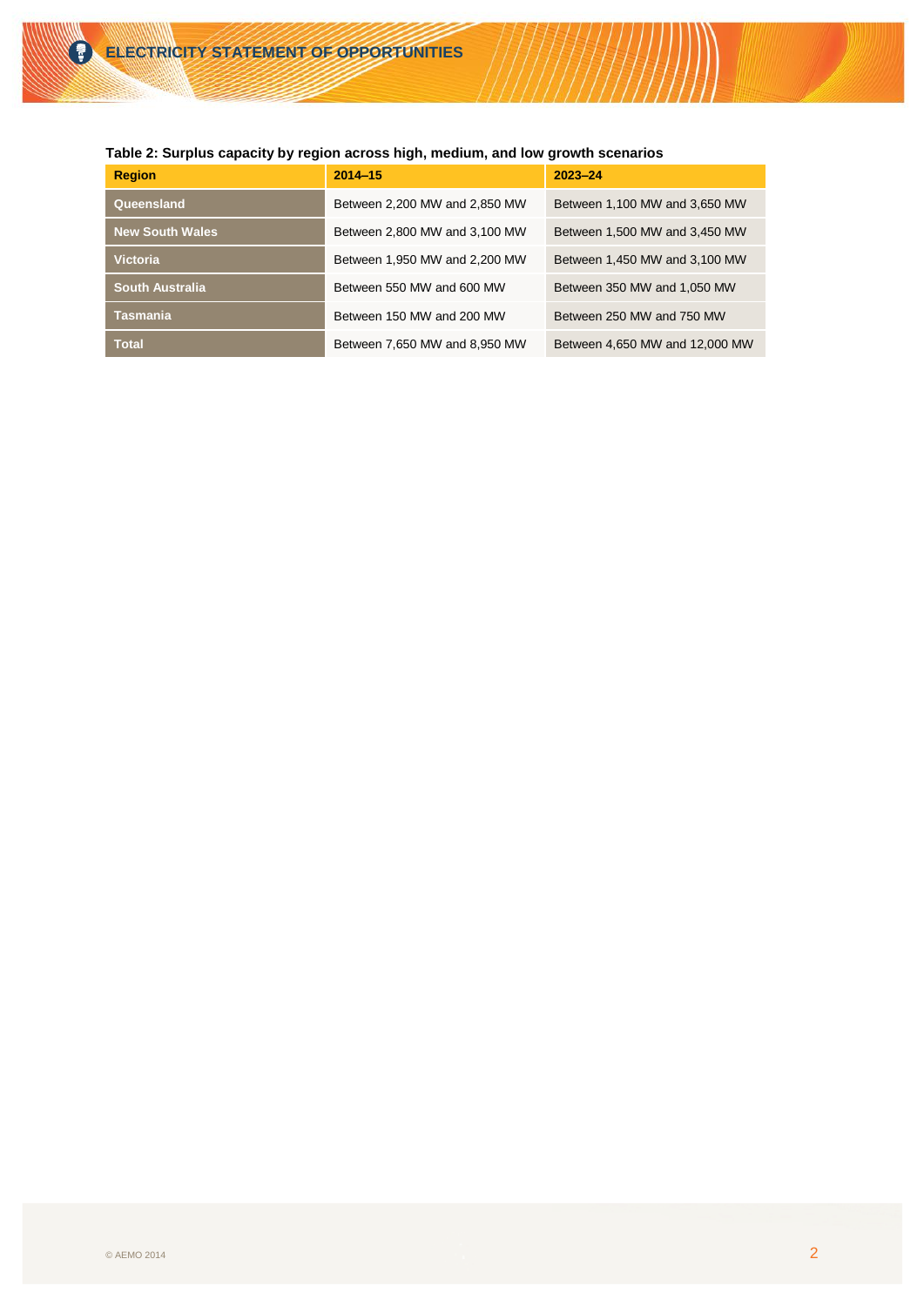**Table 2: Surplus capacity by region across high, medium, and low growth scenarios**

| Region | 2014–15 | 2023–24 |
|---|---|---|
| Queensland | Between 2,200 MW and 2,850 MW | Between 1,100 MW and 3,650 MW |
| New South Wales | Between 2,800 MW and 3,100 MW | Between 1,500 MW and 3,450 MW |
| Victoria | Between 1,950 MW and 2,200 MW | Between 1,450 MW and 3,100 MW |
| South Australia | Between 550 MW and 600 MW | Between 350 MW and 1,050 MW |
| Tasmania | Between 150 MW and 200 MW | Between 250 MW and 750 MW |
| Total | Between 7,650 MW and 8,950 MW | Between 4,650 MW and 12,000 MW |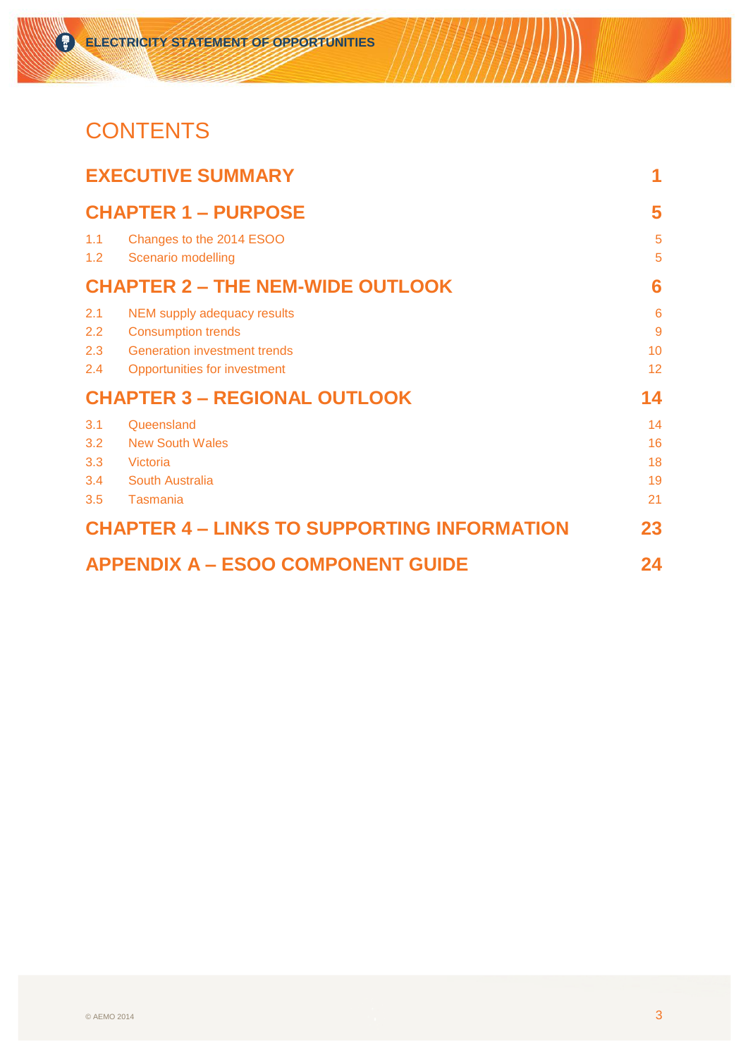# CONTENTS

| | | |
|---|---|---|
| **EXECUTIVE SUMMARY** | | **1** |
| **CHAPTER 1 – PURPOSE** | | **5** |
| 1.1 | Changes to the 2014 ESOO | 5 |
| 1.2 | Scenario modelling | 5 |
| **CHAPTER 2 – THE NEM-WIDE OUTLOOK** | | **6** |
| 2.1 | NEM supply adequacy results | 6 |
| 2.2 | Consumption trends | 9 |
| 2.3 | Generation investment trends | 10 |
| 2.4 | Opportunities for investment | 12 |
| **CHAPTER 3 – REGIONAL OUTLOOK** | | **14** |
| 3.1 | Queensland | 14 |
| 3.2 | New South Wales | 16 |
| 3.3 | Victoria | 18 |
| 3.4 | South Australia | 19 |
| 3.5 | Tasmania | 21 |
| **CHAPTER 4 – LINKS TO SUPPORTING INFORMATION** | | **23** |
| **APPENDIX A – ESOO COMPONENT GUIDE** | | **24** |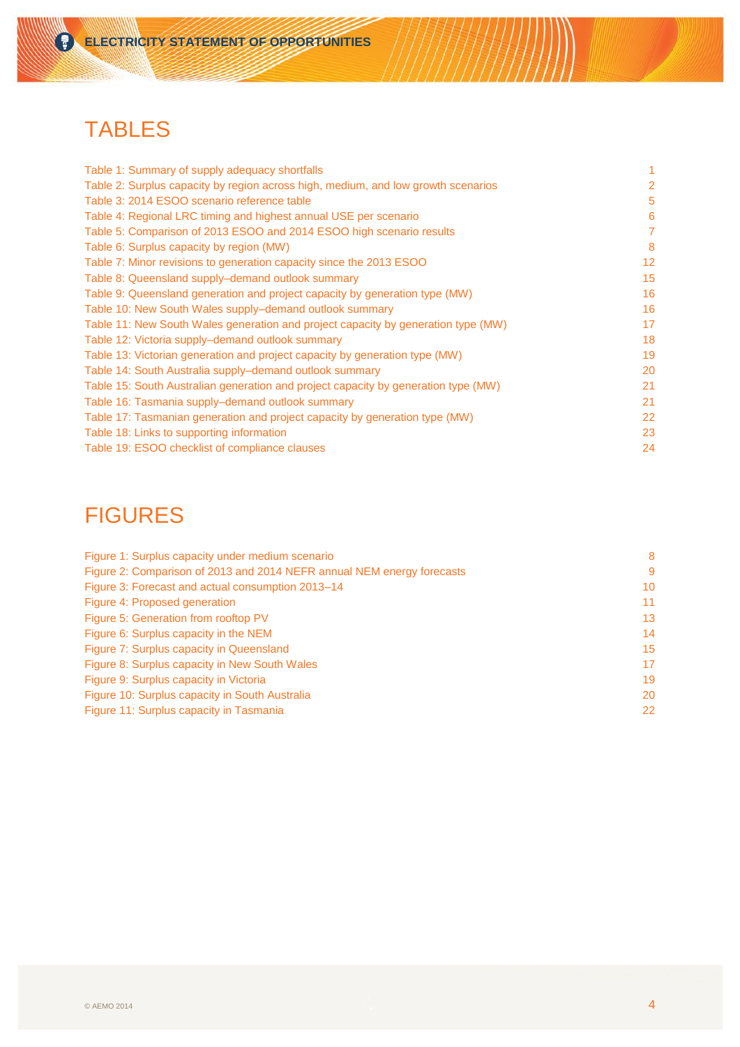# TABLES

Table 1: Summary of supply adequacy shortfalls 1
Table 2: Surplus capacity by region across high, medium, and low growth scenarios 2
Table 3: 2014 ESOO scenario reference table 5
Table 4: Regional LRC timing and highest annual USE per scenario 6
Table 5: Comparison of 2013 ESOO and 2014 ESOO high scenario results 7
Table 6: Surplus capacity by region (MW) 8
Table 7: Minor revisions to generation capacity since the 2013 ESOO 12
Table 8: Queensland supply–demand outlook summary 15
Table 9: Queensland generation and project capacity by generation type (MW) 16
Table 10: New South Wales supply–demand outlook summary 16
Table 11: New South Wales generation and project capacity by generation type (MW) 17
Table 12: Victoria supply–demand outlook summary 18
Table 13: Victorian generation and project capacity by generation type (MW) 19
Table 14: South Australia supply–demand outlook summary 20
Table 15: South Australian generation and project capacity by generation type (MW) 21
Table 16: Tasmania supply–demand outlook summary 21
Table 17: Tasmanian generation and project capacity by generation type (MW) 22
Table 18: Links to supporting information 23
Table 19: ESOO checklist of compliance clauses 24

# FIGURES

Figure 1: Surplus capacity under medium scenario 8
Figure 2: Comparison of 2013 and 2014 NEFR annual NEM energy forecasts 9
Figure 3: Forecast and actual consumption 2013–14 10
Figure 4: Proposed generation 11
Figure 5: Generation from rooftop PV 13
Figure 6: Surplus capacity in the NEM 14
Figure 7: Surplus capacity in Queensland 15
Figure 8: Surplus capacity in New South Wales 17
Figure 9: Surplus capacity in Victoria 19
Figure 10: Surplus capacity in South Australia 20
Figure 11: Surplus capacity in Tasmania 22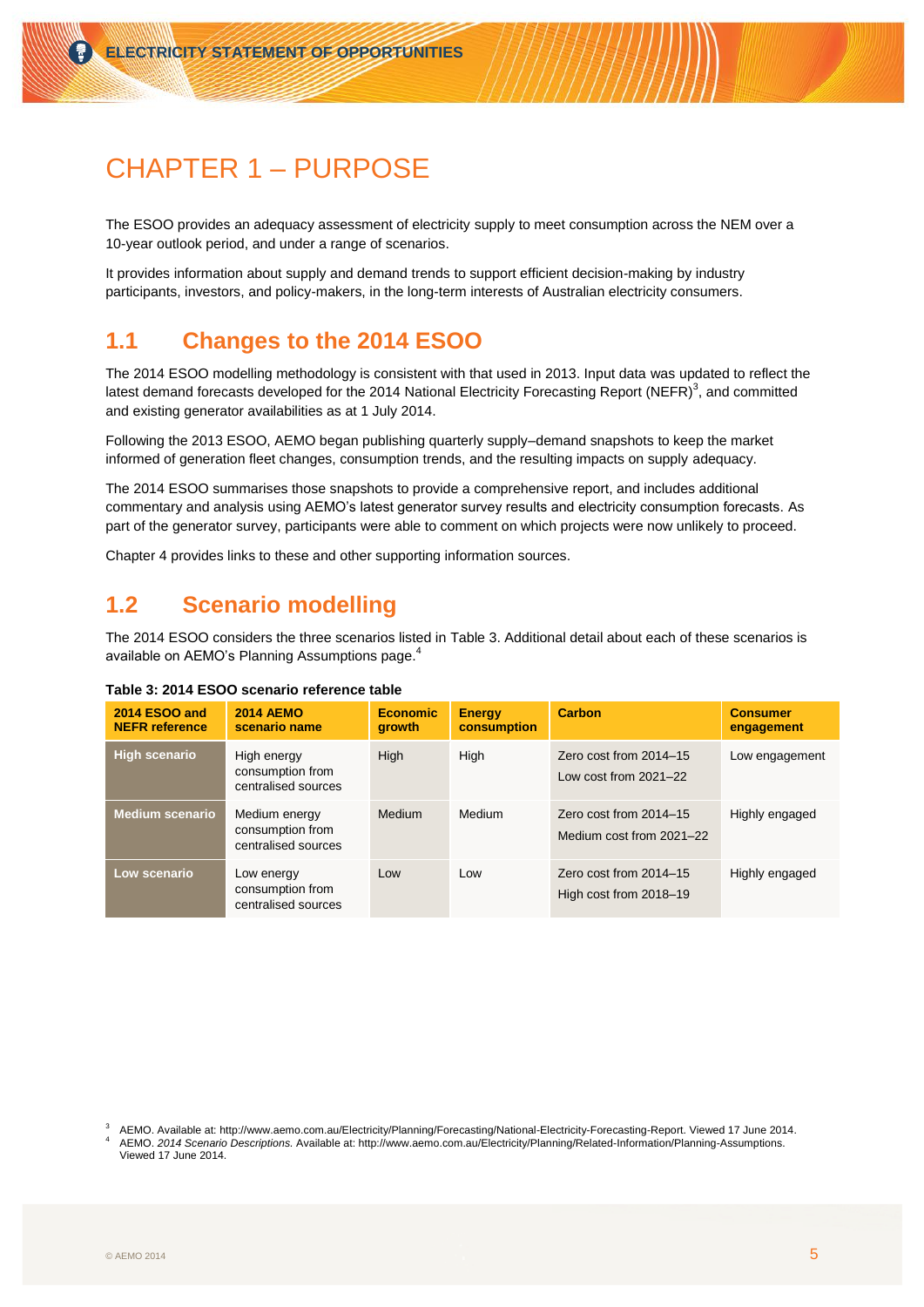# CHAPTER 1 – PURPOSE

The ESOO provides an adequacy assessment of electricity supply to meet consumption across the NEM over a 10-year outlook period, and under a range of scenarios.

It provides information about supply and demand trends to support efficient decision-making by industry participants, investors, and policy-makers, in the long-term interests of Australian electricity consumers.

## 1.1 Changes to the 2014 ESOO

The 2014 ESOO modelling methodology is consistent with that used in 2013. Input data was updated to reflect the latest demand forecasts developed for the 2014 National Electricity Forecasting Report (NEFR)[3], and committed and existing generator availabilities as at 1 July 2014.

Following the 2013 ESOO, AEMO began publishing quarterly supply–demand snapshots to keep the market informed of generation fleet changes, consumption trends, and the resulting impacts on supply adequacy.

The 2014 ESOO summarises those snapshots to provide a comprehensive report, and includes additional commentary and analysis using AEMO's latest generator survey results and electricity consumption forecasts. As part of the generator survey, participants were able to comment on which projects were now unlikely to proceed.

Chapter 4 provides links to these and other supporting information sources.

## 1.2 Scenario modelling

The 2014 ESOO considers the three scenarios listed in Table 3. Additional detail about each of these scenarios is available on AEMO's Planning Assumptions page.[4]

**Table 3: 2014 ESOO scenario reference table**

| 2014 ESOO and NEFR reference | 2014 AEMO scenario name | Economic growth | Energy consumption | Carbon | Consumer engagement |
|---|---|---|---|---|---|
| **High scenario** | High energy consumption from centralised sources | High | High | Zero cost from 2014–15<br>Low cost from 2021–22 | Low engagement |
| **Medium scenario** | Medium energy consumption from centralised sources | Medium | Medium | Zero cost from 2014–15<br>Medium cost from 2021–22 | Highly engaged |
| **Low scenario** | Low energy consumption from centralised sources | Low | Low | Zero cost from 2014–15<br>High cost from 2018–19 | Highly engaged |

[3] AEMO. Available at: http://www.aemo.com.au/Electricity/Planning/Forecasting/National-Electricity-Forecasting-Report. Viewed 17 June 2014.

[4] AEMO. *2014 Scenario Descriptions.* Available at: http://www.aemo.com.au/Electricity/Planning/Related-Information/Planning-Assumptions. Viewed 17 June 2014.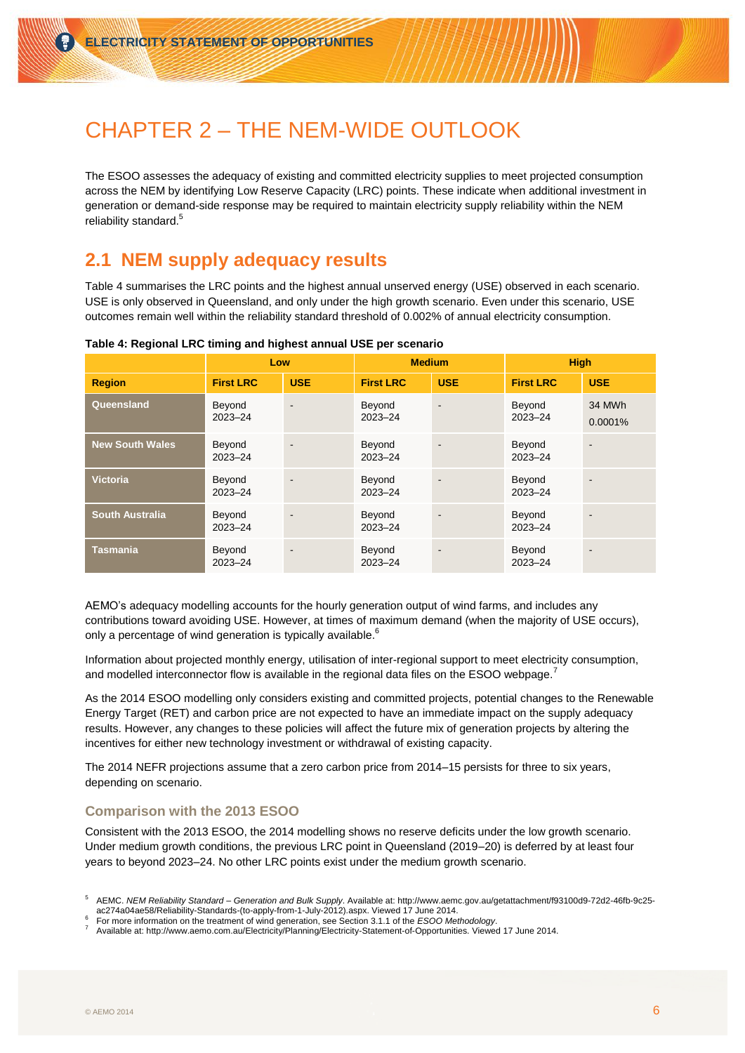# CHAPTER 2 – THE NEM-WIDE OUTLOOK

The ESOO assesses the adequacy of existing and committed electricity supplies to meet projected consumption across the NEM by identifying Low Reserve Capacity (LRC) points. These indicate when additional investment in generation or demand-side response may be required to maintain electricity supply reliability within the NEM reliability standard.[5]

## 2.1 NEM supply adequacy results

Table 4 summarises the LRC points and the highest annual unserved energy (USE) observed in each scenario. USE is only observed in Queensland, and only under the high growth scenario. Even under this scenario, USE outcomes remain well within the reliability standard threshold of 0.002% of annual electricity consumption.

**Table 4: Regional LRC timing and highest annual USE per scenario**

| | Low | | Medium | | High | |
|---|---|---|---|---|---|---|
| **Region** | **First LRC** | **USE** | **First LRC** | **USE** | **First LRC** | **USE** |
| **Queensland** | Beyond 2023–24 | - | Beyond 2023–24 | - | Beyond 2023–24 | 34 MWh 0.0001% |
| **New South Wales** | Beyond 2023–24 | - | Beyond 2023–24 | - | Beyond 2023–24 | - |
| **Victoria** | Beyond 2023–24 | - | Beyond 2023–24 | - | Beyond 2023–24 | - |
| **South Australia** | Beyond 2023–24 | - | Beyond 2023–24 | - | Beyond 2023–24 | - |
| **Tasmania** | Beyond 2023–24 | - | Beyond 2023–24 | - | Beyond 2023–24 | - |

AEMO's adequacy modelling accounts for the hourly generation output of wind farms, and includes any contributions toward avoiding USE. However, at times of maximum demand (when the majority of USE occurs), only a percentage of wind generation is typically available.[6]

Information about projected monthly energy, utilisation of inter-regional support to meet electricity consumption, and modelled interconnector flow is available in the regional data files on the ESOO webpage.[7]

As the 2014 ESOO modelling only considers existing and committed projects, potential changes to the Renewable Energy Target (RET) and carbon price are not expected to have an immediate impact on the supply adequacy results. However, any changes to these policies will affect the future mix of generation projects by altering the incentives for either new technology investment or withdrawal of existing capacity.

The 2014 NEFR projections assume that a zero carbon price from 2014–15 persists for three to six years, depending on scenario.

### Comparison with the 2013 ESOO

Consistent with the 2013 ESOO, the 2014 modelling shows no reserve deficits under the low growth scenario. Under medium growth conditions, the previous LRC point in Queensland (2019–20) is deferred by at least four years to beyond 2023–24. No other LRC points exist under the medium growth scenario.

[5] AEMC. *NEM Reliability Standard – Generation and Bulk Supply*. Available at: http://www.aemc.gov.au/getattachment/f93100d9-72d2-46fb-9c25-ac274a04ae58/Reliability-Standards-(to-apply-from-1-July-2012).aspx. Viewed 17 June 2014.

[6] For more information on the treatment of wind generation, see Section 3.1.1 of the *ESOO Methodology*.

[7] Available at: http://www.aemo.com.au/Electricity/Planning/Electricity-Statement-of-Opportunities. Viewed 17 June 2014.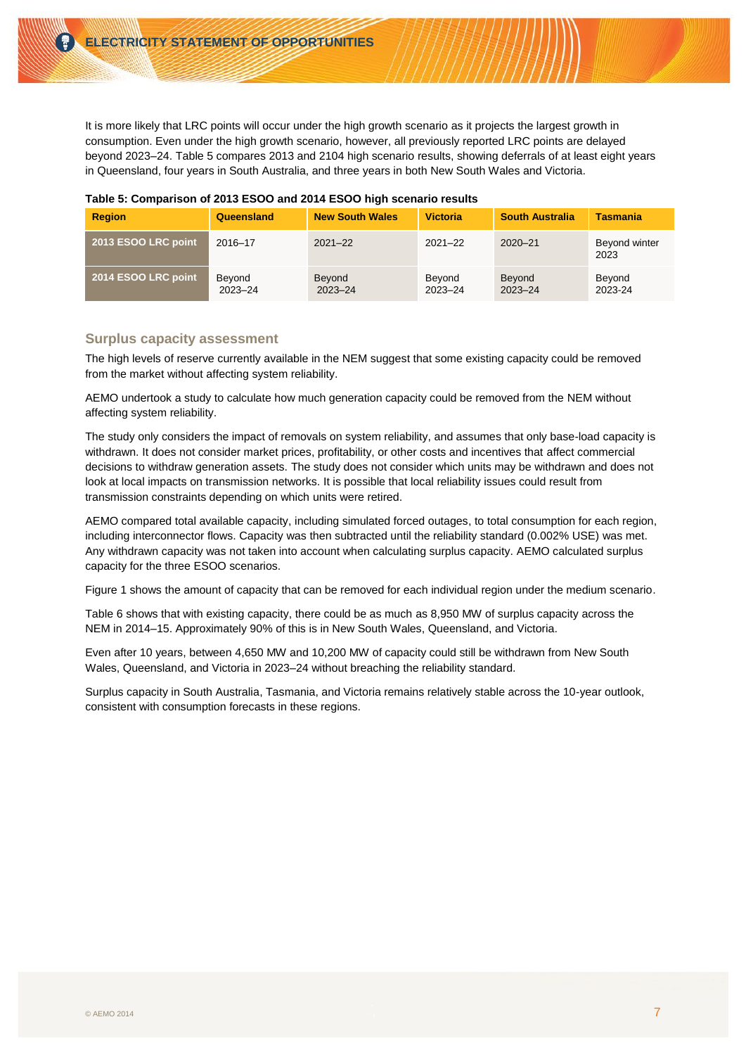It is more likely that LRC points will occur under the high growth scenario as it projects the largest growth in consumption. Even under the high growth scenario, however, all previously reported LRC points are delayed beyond 2023–24. Table 5 compares 2013 and 2104 high scenario results, showing deferrals of at least eight years in Queensland, four years in South Australia, and three years in both New South Wales and Victoria.

**Table 5: Comparison of 2013 ESOO and 2014 ESOO high scenario results**

| Region | Queensland | New South Wales | Victoria | South Australia | Tasmania |
|---|---|---|---|---|---|
| 2013 ESOO LRC point | 2016–17 | 2021–22 | 2021–22 | 2020–21 | Beyond winter 2023 |
| 2014 ESOO LRC point | Beyond 2023–24 | Beyond 2023–24 | Beyond 2023–24 | Beyond 2023–24 | Beyond 2023-24 |

## Surplus capacity assessment

The high levels of reserve currently available in the NEM suggest that some existing capacity could be removed from the market without affecting system reliability.

AEMO undertook a study to calculate how much generation capacity could be removed from the NEM without affecting system reliability.

The study only considers the impact of removals on system reliability, and assumes that only base-load capacity is withdrawn. It does not consider market prices, profitability, or other costs and incentives that affect commercial decisions to withdraw generation assets. The study does not consider which units may be withdrawn and does not look at local impacts on transmission networks. It is possible that local reliability issues could result from transmission constraints depending on which units were retired.

AEMO compared total available capacity, including simulated forced outages, to total consumption for each region, including interconnector flows. Capacity was then subtracted until the reliability standard (0.002% USE) was met. Any withdrawn capacity was not taken into account when calculating surplus capacity. AEMO calculated surplus capacity for the three ESOO scenarios.

Figure 1 shows the amount of capacity that can be removed for each individual region under the medium scenario.

Table 6 shows that with existing capacity, there could be as much as 8,950 MW of surplus capacity across the NEM in 2014–15. Approximately 90% of this is in New South Wales, Queensland, and Victoria.

Even after 10 years, between 4,650 MW and 10,200 MW of capacity could still be withdrawn from New South Wales, Queensland, and Victoria in 2023–24 without breaching the reliability standard.

Surplus capacity in South Australia, Tasmania, and Victoria remains relatively stable across the 10-year outlook, consistent with consumption forecasts in these regions.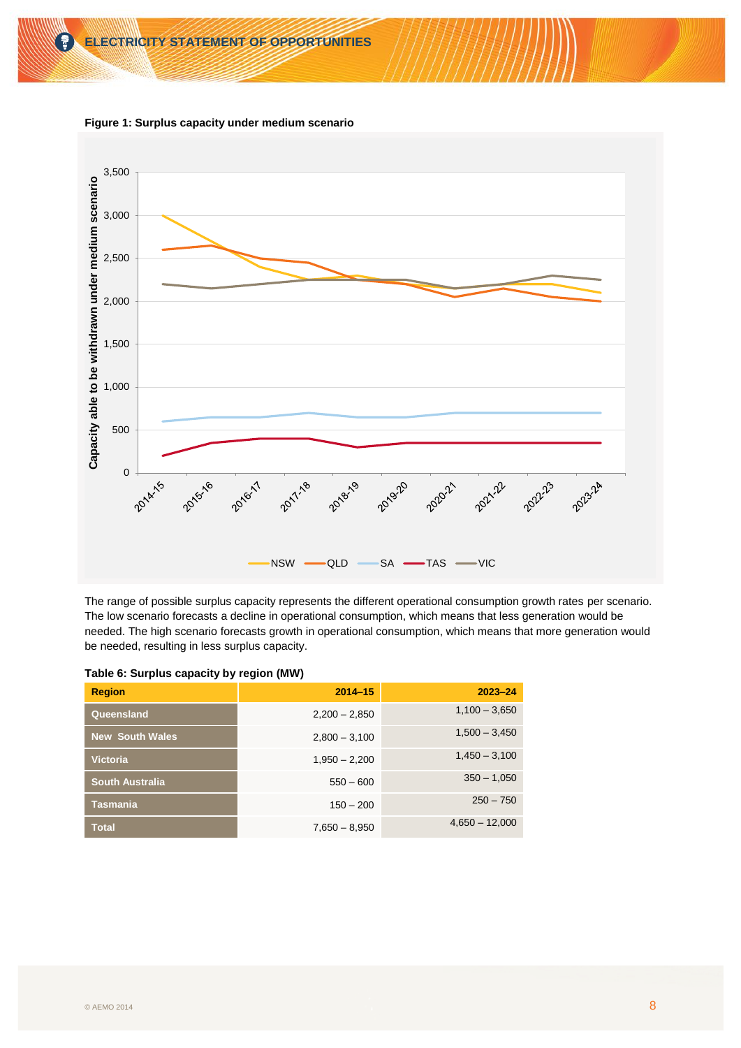**Figure 1: Surplus capacity under medium scenario**

Capacity able to be withdrawn under medium scenario

3,500
3,000
2,500
2,000
1,500
1,000
500
0

2014-15 2015-16 2016-17 2017-18 2018-19 2019-20 2020-21 2021-22 2022-23 2023-24

NSW QLD SA TAS VIC

The range of possible surplus capacity represents the different operational consumption growth rates per scenario. The low scenario forecasts a decline in operational consumption, which means that less generation would be needed. The high scenario forecasts growth in operational consumption, which means that more generation would be needed, resulting in less surplus capacity.

**Table 6: Surplus capacity by region (MW)**

| Region | 2014–15 | 2023–24 |
|---|---|---|
| Queensland | 2,200 – 2,850 | 1,100 – 3,650 |
| New South Wales | 2,800 – 3,100 | 1,500 – 3,450 |
| Victoria | 1,950 – 2,200 | 1,450 – 3,100 |
| South Australia | 550 – 600 | 350 – 1,050 |
| Tasmania | 150 – 200 | 250 – 750 |
| Total | 7,650 – 8,950 | 4,650 – 12,000 |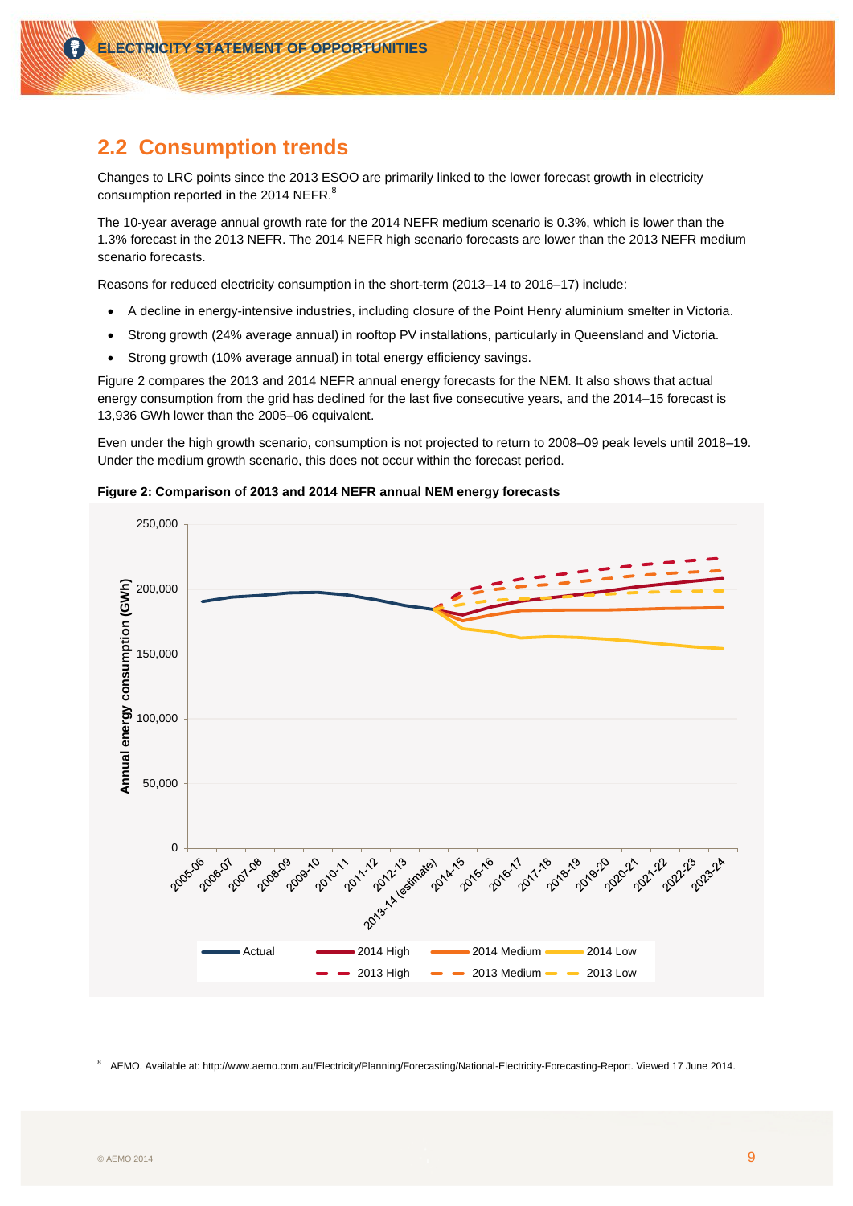## 2.2 Consumption trends

Changes to LRC points since the 2013 ESOO are primarily linked to the lower forecast growth in electricity consumption reported in the 2014 NEFR.[8]

The 10-year average annual growth rate for the 2014 NEFR medium scenario is 0.3%, which is lower than the 1.3% forecast in the 2013 NEFR. The 2014 NEFR high scenario forecasts are lower than the 2013 NEFR medium scenario forecasts.

Reasons for reduced electricity consumption in the short-term (2013–14 to 2016–17) include:

- A decline in energy-intensive industries, including closure of the Point Henry aluminium smelter in Victoria.
- Strong growth (24% average annual) in rooftop PV installations, particularly in Queensland and Victoria.
- Strong growth (10% average annual) in total energy efficiency savings.

Figure 2 compares the 2013 and 2014 NEFR annual energy forecasts for the NEM. It also shows that actual energy consumption from the grid has declined for the last five consecutive years, and the 2014–15 forecast is 13,936 GWh lower than the 2005–06 equivalent.

Even under the high growth scenario, consumption is not projected to return to 2008–09 peak levels until 2018–19. Under the medium growth scenario, this does not occur within the forecast period.

**Figure 2: Comparison of 2013 and 2014 NEFR annual NEM energy forecasts**

Annual energy consumption (GWh)

250,000
200,000
150,000
100,000
50,000
0

2005-06, 2006-07, 2007-08, 2008-09, 2009-10, 2010-11, 2011-12, 2012-13, 2013-14 (estimate), 2014-15, 2015-16, 2016-17, 2017-18, 2018-19, 2019-20, 2020-21, 2021-22, 2022-23, 2023-24

Actual, 2014 High, 2014 Medium, 2014 Low, 2013 High, 2013 Medium, 2013 Low

[8] AEMO. Available at: http://www.aemo.com.au/Electricity/Planning/Forecasting/National-Electricity-Forecasting-Report. Viewed 17 June 2014.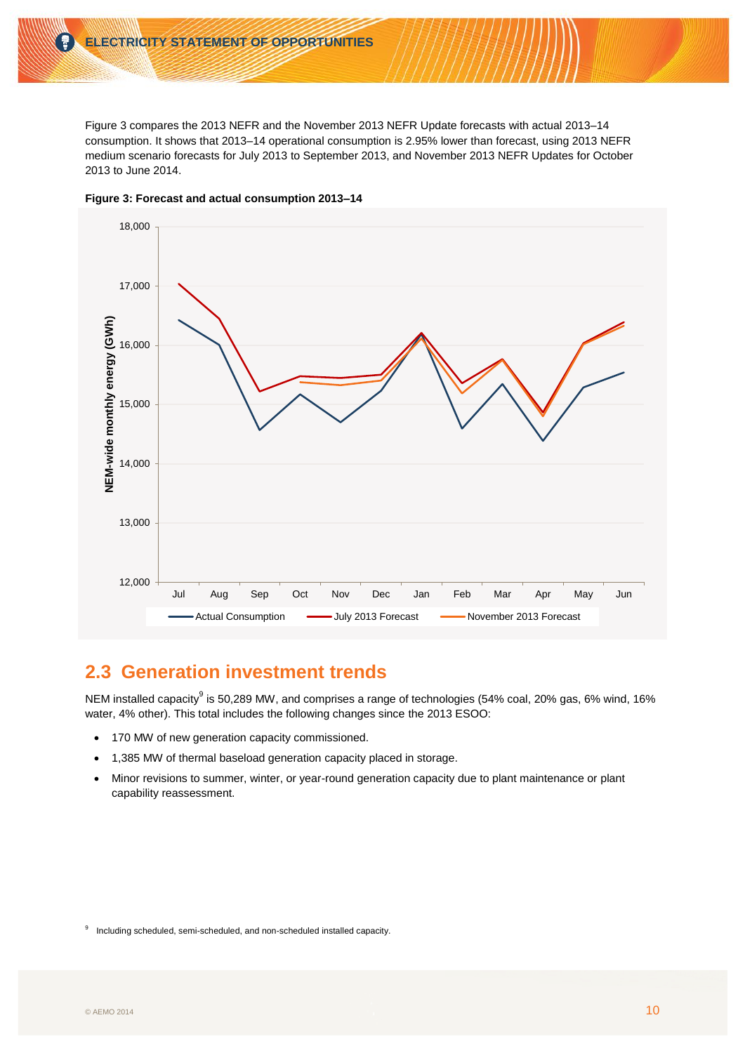Figure 3 compares the 2013 NEFR and the November 2013 NEFR Update forecasts with actual 2013–14 consumption. It shows that 2013–14 operational consumption is 2.95% lower than forecast, using 2013 NEFR medium scenario forecasts for July 2013 to September 2013, and November 2013 NEFR Updates for October 2013 to June 2014.

**Figure 3: Forecast and actual consumption 2013–14**

NEM-wide monthly energy (GWh)

18,000
17,000
16,000
15,000
14,000
13,000
12,000

Jul Aug Sep Oct Nov Dec Jan Feb Mar Apr May Jun

Actual Consumption
July 2013 Forecast
November 2013 Forecast

## 2.3 Generation investment trends

NEM installed capacity[9] is 50,289 MW, and comprises a range of technologies (54% coal, 20% gas, 6% wind, 16% water, 4% other). This total includes the following changes since the 2013 ESOO:

- 170 MW of new generation capacity commissioned.
- 1,385 MW of thermal baseload generation capacity placed in storage.
- Minor revisions to summer, winter, or year-round generation capacity due to plant maintenance or plant capability reassessment.

[9] Including scheduled, semi-scheduled, and non-scheduled installed capacity.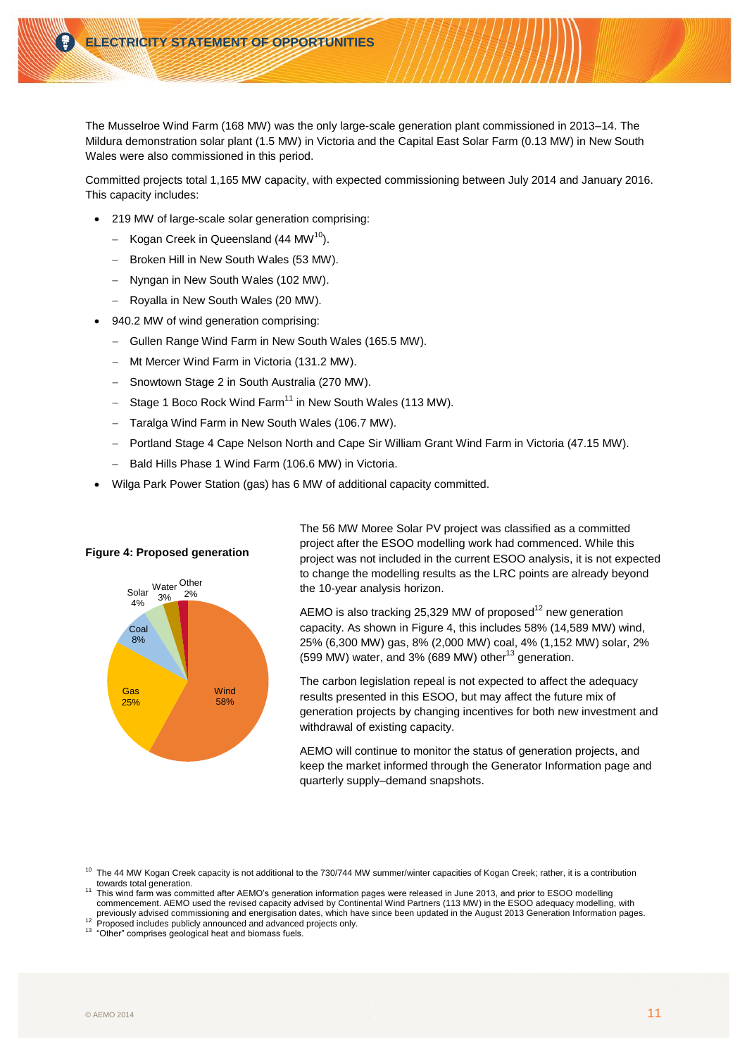The Musselroe Wind Farm (168 MW) was the only large-scale generation plant commissioned in 2013–14. The Mildura demonstration solar plant (1.5 MW) in Victoria and the Capital East Solar Farm (0.13 MW) in New South Wales were also commissioned in this period.

Committed projects total 1,165 MW capacity, with expected commissioning between July 2014 and January 2016. This capacity includes:

- 219 MW of large-scale solar generation comprising:
  - Kogan Creek in Queensland (44 MW[10]).
  - Broken Hill in New South Wales (53 MW).
  - Nyngan in New South Wales (102 MW).
  - Royalla in New South Wales (20 MW).
- 940.2 MW of wind generation comprising:
  - Gullen Range Wind Farm in New South Wales (165.5 MW).
  - Mt Mercer Wind Farm in Victoria (131.2 MW).
  - Snowtown Stage 2 in South Australia (270 MW).
  - Stage 1 Boco Rock Wind Farm[11] in New South Wales (113 MW).
  - Taralga Wind Farm in New South Wales (106.7 MW).
  - Portland Stage 4 Cape Nelson North and Cape Sir William Grant Wind Farm in Victoria (47.15 MW).
  - Bald Hills Phase 1 Wind Farm (106.6 MW) in Victoria.
- Wilga Park Power Station (gas) has 6 MW of additional capacity committed.

**Figure 4: Proposed generation**

Solar 4%
Water 3%
Other 2%
Coal 8%
Gas 25%
Wind 58%

The 56 MW Moree Solar PV project was classified as a committed project after the ESOO modelling work had commenced. While this project was not included in the current ESOO analysis, it is not expected to change the modelling results as the LRC points are already beyond the 10-year analysis horizon.

AEMO is also tracking 25,329 MW of proposed[12] new generation capacity. As shown in Figure 4, this includes 58% (14,589 MW) wind, 25% (6,300 MW) gas, 8% (2,000 MW) coal, 4% (1,152 MW) solar, 2% (599 MW) water, and 3% (689 MW) other[13] generation.

The carbon legislation repeal is not expected to affect the adequacy results presented in this ESOO, but may affect the future mix of generation projects by changing incentives for both new investment and withdrawal of existing capacity.

AEMO will continue to monitor the status of generation projects, and keep the market informed through the Generator Information page and quarterly supply–demand snapshots.

[10] The 44 MW Kogan Creek capacity is not additional to the 730/744 MW summer/winter capacities of Kogan Creek; rather, it is a contribution towards total generation.

[11] This wind farm was committed after AEMO's generation information pages were released in June 2013, and prior to ESOO modelling commencement. AEMO used the revised capacity advised by Continental Wind Partners (113 MW) in the ESOO adequacy modelling, with previously advised commissioning and energisation dates, which have since been updated in the August 2013 Generation Information pages.

[12] Proposed includes publicly announced and advanced projects only.

[13] "Other" comprises geological heat and biomass fuels.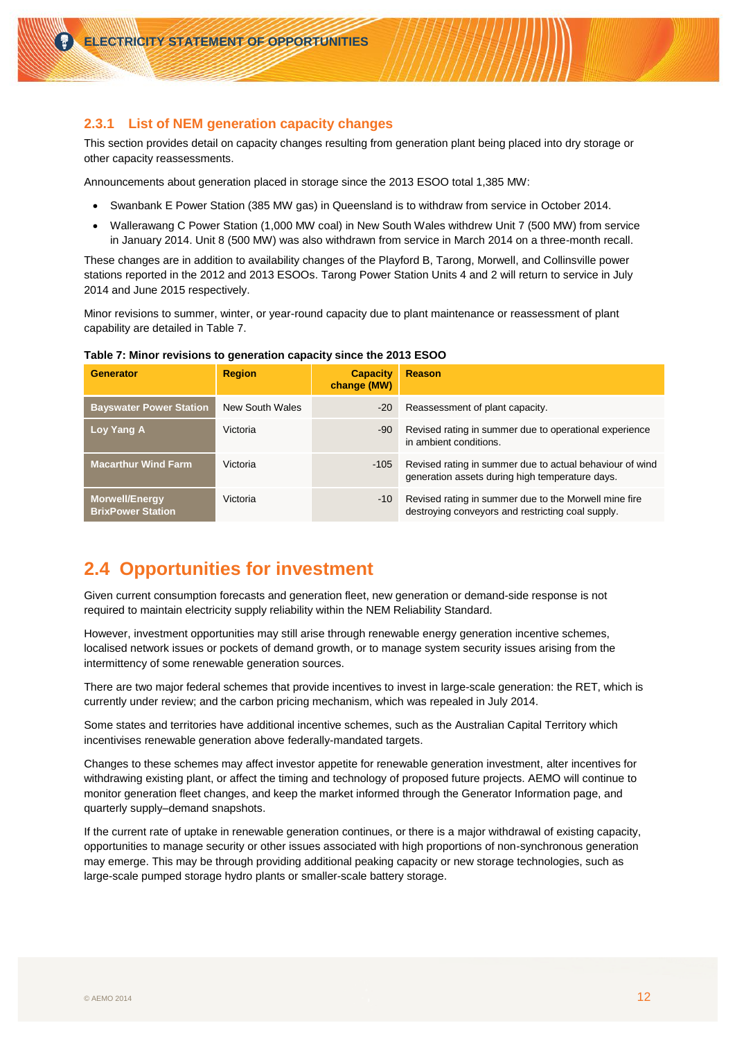### 2.3.1 List of NEM generation capacity changes

This section provides detail on capacity changes resulting from generation plant being placed into dry storage or other capacity reassessments.

Announcements about generation placed in storage since the 2013 ESOO total 1,385 MW:

- Swanbank E Power Station (385 MW gas) in Queensland is to withdraw from service in October 2014.
- Wallerawang C Power Station (1,000 MW coal) in New South Wales withdrew Unit 7 (500 MW) from service in January 2014. Unit 8 (500 MW) was also withdrawn from service in March 2014 on a three-month recall.

These changes are in addition to availability changes of the Playford B, Tarong, Morwell, and Collinsville power stations reported in the 2012 and 2013 ESOOs. Tarong Power Station Units 4 and 2 will return to service in July 2014 and June 2015 respectively.

Minor revisions to summer, winter, or year-round capacity due to plant maintenance or reassessment of plant capability are detailed in Table 7.

**Table 7: Minor revisions to generation capacity since the 2013 ESOO**

| Generator | Region | Capacity change (MW) | Reason |
|---|---|---|---|
| Bayswater Power Station | New South Wales | -20 | Reassessment of plant capacity. |
| Loy Yang A | Victoria | -90 | Revised rating in summer due to operational experience in ambient conditions. |
| Macarthur Wind Farm | Victoria | -105 | Revised rating in summer due to actual behaviour of wind generation assets during high temperature days. |
| Morwell/Energy BrixPower Station | Victoria | -10 | Revised rating in summer due to the Morwell mine fire destroying conveyors and restricting coal supply. |

## 2.4 Opportunities for investment

Given current consumption forecasts and generation fleet, new generation or demand-side response is not required to maintain electricity supply reliability within the NEM Reliability Standard.

However, investment opportunities may still arise through renewable energy generation incentive schemes, localised network issues or pockets of demand growth, or to manage system security issues arising from the intermittency of some renewable generation sources.

There are two major federal schemes that provide incentives to invest in large-scale generation: the RET, which is currently under review; and the carbon pricing mechanism, which was repealed in July 2014.

Some states and territories have additional incentive schemes, such as the Australian Capital Territory which incentivises renewable generation above federally-mandated targets.

Changes to these schemes may affect investor appetite for renewable generation investment, alter incentives for withdrawing existing plant, or affect the timing and technology of proposed future projects. AEMO will continue to monitor generation fleet changes, and keep the market informed through the Generator Information page, and quarterly supply–demand snapshots.

If the current rate of uptake in renewable generation continues, or there is a major withdrawal of existing capacity, opportunities to manage security or other issues associated with high proportions of non-synchronous generation may emerge. This may be through providing additional peaking capacity or new storage technologies, such as large-scale pumped storage hydro plants or smaller-scale battery storage.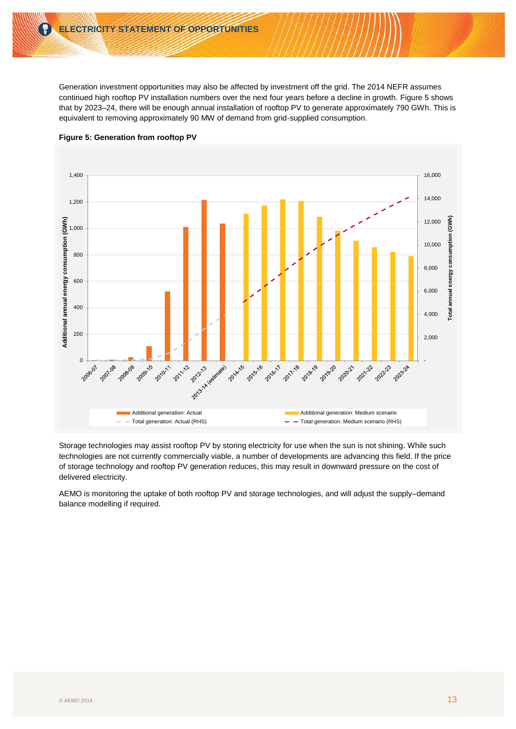Generation investment opportunities may also be affected by investment off the grid. The 2014 NEFR assumes continued high rooftop PV installation numbers over the next four years before a decline in growth. Figure 5 shows that by 2023–24, there will be enough annual installation of rooftop PV to generate approximately 790 GWh. This is equivalent to removing approximately 90 MW of demand from grid-supplied consumption.

**Figure 5: Generation from rooftop PV**

Additional annual energy consumption (GWh)
1,400
1,200
1,000
800
600
400
200
0

Total annual energy consumption (GWh)
16,000
14,000
12,000
10,000
8,000
6,000
4,000
2,000
-

2006-07, 2007-08, 2008-09, 2009-10, 2010-11, 2011-12, 2012-13, 2013-14 (estimate), 2014-15, 2015-16, 2016-17, 2017-18, 2018-19, 2019-20, 2020-21, 2021-22, 2022-23, 2023-24

Additional generation: Actual
Additional generation: Medium scenario
Total generation: Actual (RHS)
Total generation: Medium scenario (RHS)

Storage technologies may assist rooftop PV by storing electricity for use when the sun is not shining. While such technologies are not currently commercially viable, a number of developments are advancing this field. If the price of storage technology and rooftop PV generation reduces, this may result in downward pressure on the cost of delivered electricity.

AEMO is monitoring the uptake of both rooftop PV and storage technologies, and will adjust the supply–demand balance modelling if required.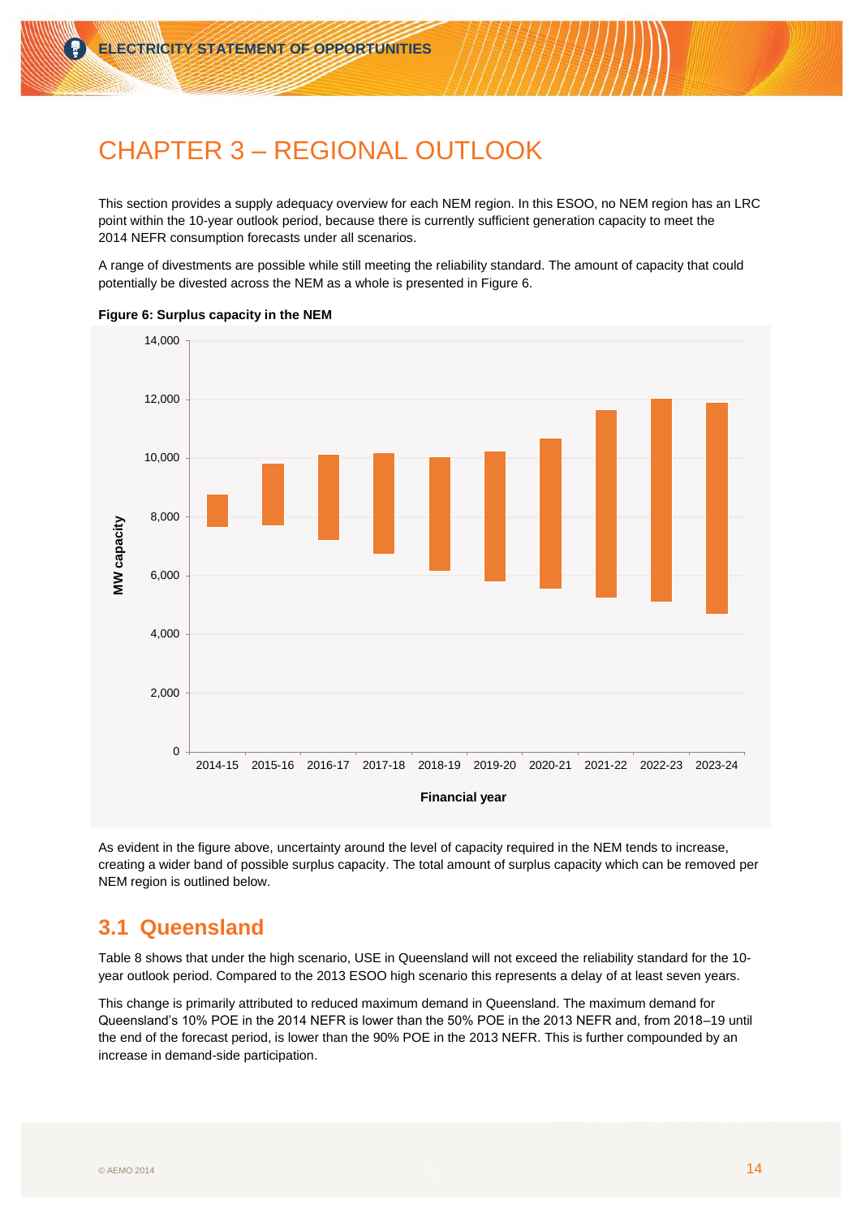# CHAPTER 3 – REGIONAL OUTLOOK

This section provides a supply adequacy overview for each NEM region. In this ESOO, no NEM region has an LRC point within the 10-year outlook period, because there is currently sufficient generation capacity to meet the 2014 NEFR consumption forecasts under all scenarios.

A range of divestments are possible while still meeting the reliability standard. The amount of capacity that could potentially be divested across the NEM as a whole is presented in Figure 6.

**Figure 6: Surplus capacity in the NEM**

MW capacity

14,000
12,000
10,000
8,000
6,000
4,000
2,000
0

2014-15 2015-16 2016-17 2017-18 2018-19 2019-20 2020-21 2021-22 2022-23 2023-24

Financial year

As evident in the figure above, uncertainty around the level of capacity required in the NEM tends to increase, creating a wider band of possible surplus capacity. The total amount of surplus capacity which can be removed per NEM region is outlined below.

## 3.1 Queensland

Table 8 shows that under the high scenario, USE in Queensland will not exceed the reliability standard for the 10-year outlook period. Compared to the 2013 ESOO high scenario this represents a delay of at least seven years.

This change is primarily attributed to reduced maximum demand in Queensland. The maximum demand for Queensland's 10% POE in the 2014 NEFR is lower than the 50% POE in the 2013 NEFR and, from 2018–19 until the end of the forecast period, is lower than the 90% POE in the 2013 NEFR. This is further compounded by an increase in demand-side participation.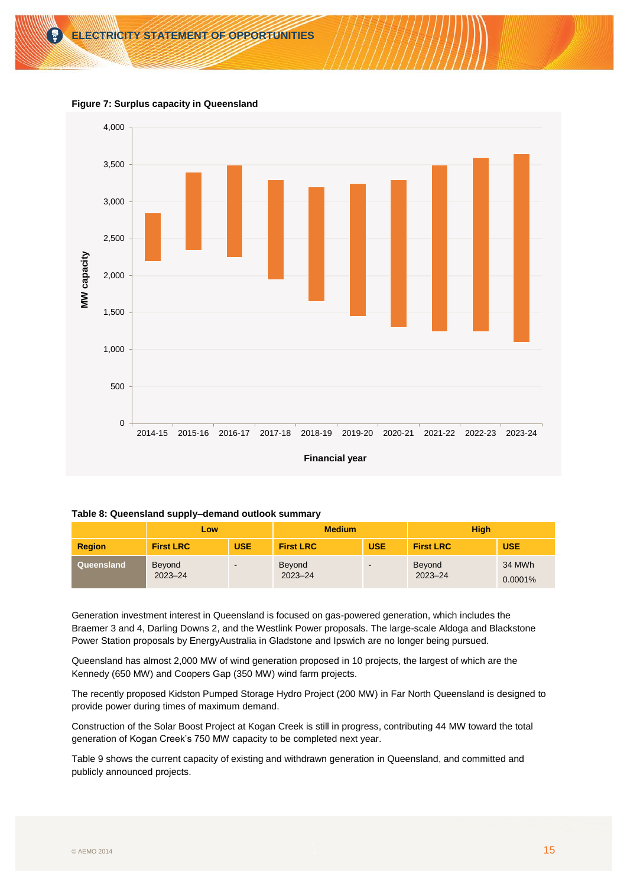**Figure 7: Surplus capacity in Queensland**

4,000
3,500
3,000
2,500
2,000
1,500
1,000
500
0

MW capacity

2014-15 2015-16 2016-17 2017-18 2018-19 2019-20 2020-21 2021-22 2022-23 2023-24

Financial year

**Table 8: Queensland supply–demand outlook summary**

| | Low | | Medium | | High | |
|---|---|---|---|---|---|---|
| Region | First LRC | USE | First LRC | USE | First LRC | USE |
| Queensland | Beyond 2023–24 | - | Beyond 2023–24 | - | Beyond 2023–24 | 34 MWh 0.0001% |

Generation investment interest in Queensland is focused on gas-powered generation, which includes the Braemer 3 and 4, Darling Downs 2, and the Westlink Power proposals. The large-scale Aldoga and Blackstone Power Station proposals by EnergyAustralia in Gladstone and Ipswich are no longer being pursued.

Queensland has almost 2,000 MW of wind generation proposed in 10 projects, the largest of which are the Kennedy (650 MW) and Coopers Gap (350 MW) wind farm projects.

The recently proposed Kidston Pumped Storage Hydro Project (200 MW) in Far North Queensland is designed to provide power during times of maximum demand.

Construction of the Solar Boost Project at Kogan Creek is still in progress, contributing 44 MW toward the total generation of Kogan Creek's 750 MW capacity to be completed next year.

Table 9 shows the current capacity of existing and withdrawn generation in Queensland, and committed and publicly announced projects.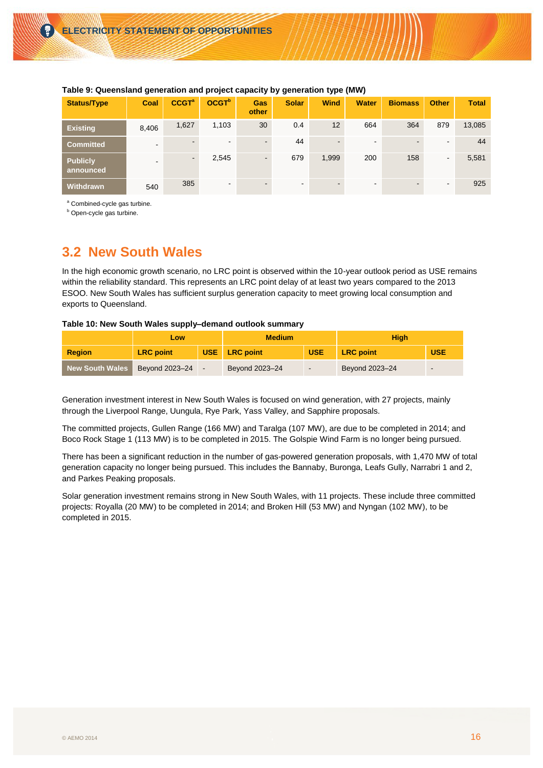**Table 9: Queensland generation and project capacity by generation type (MW)**

| Status/Type | Coal | CCGT[a] | OCGT[b] | Gas other | Solar | Wind | Water | Biomass | Other | Total |
|---|---|---|---|---|---|---|---|---|---|---|
| Existing | 8,406 | 1,627 | 1,103 | 30 | 0.4 | 12 | 664 | 364 | 879 | 13,085 |
| Committed | - | - | - | - | 44 | - | - | - | - | 44 |
| Publicly announced | - | - | 2,545 | - | 679 | 1,999 | 200 | 158 | - | 5,581 |
| Withdrawn | 540 | 385 | - | - | - | - | - | - | - | 925 |

[a] Combined-cycle gas turbine.
[b] Open-cycle gas turbine.

## 3.2 New South Wales

In the high economic growth scenario, no LRC point is observed within the 10-year outlook period as USE remains within the reliability standard. This represents an LRC point delay of at least two years compared to the 2013 ESOO. New South Wales has sufficient surplus generation capacity to meet growing local consumption and exports to Queensland.

**Table 10: New South Wales supply–demand outlook summary**

| | Low | | Medium | | High | |
|---|---|---|---|---|---|---|
| Region | LRC point | USE | LRC point | USE | LRC point | USE |
| New South Wales | Beyond 2023–24 | - | Beyond 2023–24 | - | Beyond 2023–24 | - |

Generation investment interest in New South Wales is focused on wind generation, with 27 projects, mainly through the Liverpool Range, Uungula, Rye Park, Yass Valley, and Sapphire proposals.

The committed projects, Gullen Range (166 MW) and Taralga (107 MW), are due to be completed in 2014; and Boco Rock Stage 1 (113 MW) is to be completed in 2015. The Golspie Wind Farm is no longer being pursued.

There has been a significant reduction in the number of gas-powered generation proposals, with 1,470 MW of total generation capacity no longer being pursued. This includes the Bannaby, Buronga, Leafs Gully, Narrabri 1 and 2, and Parkes Peaking proposals.

Solar generation investment remains strong in New South Wales, with 11 projects. These include three committed projects: Royalla (20 MW) to be completed in 2014; and Broken Hill (53 MW) and Nyngan (102 MW), to be completed in 2015.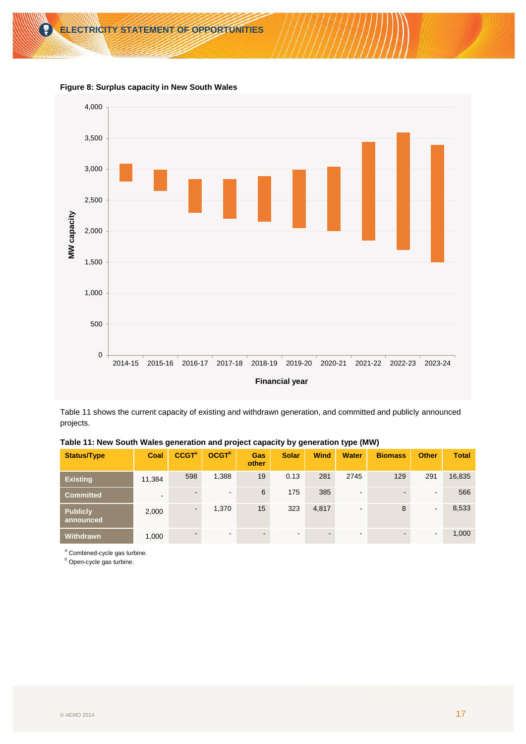**Figure 8: Surplus capacity in New South Wales**

Table 11 shows the current capacity of existing and withdrawn generation, and committed and publicly announced projects.

**Table 11: New South Wales generation and project capacity by generation type (MW)**

| Status/Type | Coal | CCGT[a] | OCGT[b] | Gas other | Solar | Wind | Water | Biomass | Other | Total |
|---|---|---|---|---|---|---|---|---|---|---|
| Existing | 11,384 | 598 | 1,388 | 19 | 0.13 | 281 | 2745 | 129 | 291 | 16,835 |
| Committed | - | - | - | 6 | 175 | 385 | - | - | - | 566 |
| Publicly announced | 2,000 | - | 1,370 | 15 | 323 | 4,817 | - | 8 | - | 8,533 |
| Withdrawn | 1,000 | - | - | - | - | - | - | - | - | 1,000 |

[a] Combined-cycle gas turbine.
[b] Open-cycle gas turbine.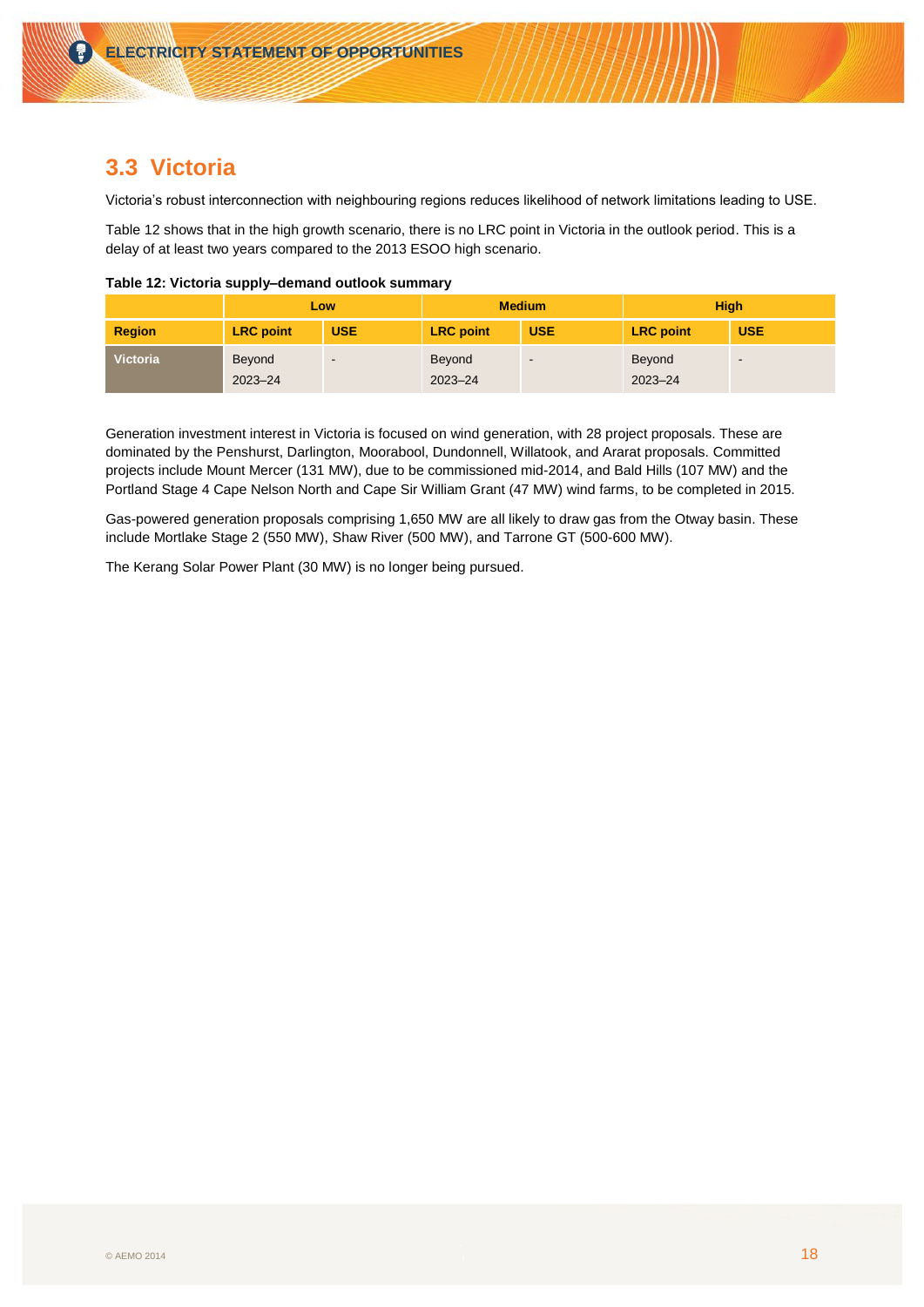## 3.3 Victoria

Victoria's robust interconnection with neighbouring regions reduces likelihood of network limitations leading to USE.

Table 12 shows that in the high growth scenario, there is no LRC point in Victoria in the outlook period. This is a delay of at least two years compared to the 2013 ESOO high scenario.

**Table 12: Victoria supply–demand outlook summary**

| | Low | | Medium | | High | |
|---|---|---|---|---|---|---|
| **Region** | **LRC point** | **USE** | **LRC point** | **USE** | **LRC point** | **USE** |
| **Victoria** | Beyond 2023–24 | - | Beyond 2023–24 | - | Beyond 2023–24 | - |

Generation investment interest in Victoria is focused on wind generation, with 28 project proposals. These are dominated by the Penshurst, Darlington, Moorabool, Dundonnell, Willatook, and Ararat proposals. Committed projects include Mount Mercer (131 MW), due to be commissioned mid-2014, and Bald Hills (107 MW) and the Portland Stage 4 Cape Nelson North and Cape Sir William Grant (47 MW) wind farms, to be completed in 2015.

Gas-powered generation proposals comprising 1,650 MW are all likely to draw gas from the Otway basin. These include Mortlake Stage 2 (550 MW), Shaw River (500 MW), and Tarrone GT (500-600 MW).

The Kerang Solar Power Plant (30 MW) is no longer being pursued.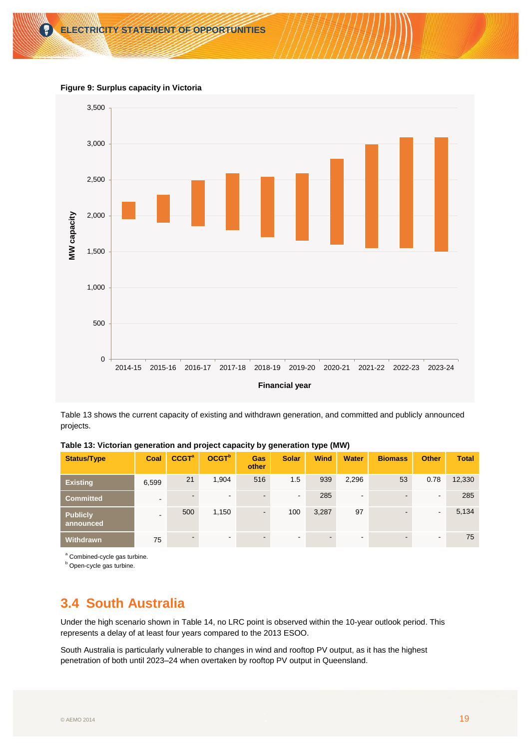**Figure 9: Surplus capacity in Victoria**

MW capacity

3,500
3,000
2,500
2,000
1,500
1,000
500
0

2014-15 2015-16 2016-17 2017-18 2018-19 2019-20 2020-21 2021-22 2022-23 2023-24

Financial year

Table 13 shows the current capacity of existing and withdrawn generation, and committed and publicly announced projects.

**Table 13: Victorian generation and project capacity by generation type (MW)**

| Status/Type | Coal | CCGT[a] | OCGT[b] | Gas other | Solar | Wind | Water | Biomass | Other | Total |
|---|---|---|---|---|---|---|---|---|---|---|
| Existing | 6,599 | 21 | 1,904 | 516 | 1.5 | 939 | 2,296 | 53 | 0.78 | 12,330 |
| Committed | - | - | - | - | - | 285 | - | - | - | 285 |
| Publicly announced | - | 500 | 1,150 | - | 100 | 3,287 | 97 | - | - | 5,134 |
| Withdrawn | 75 | - | - | - | - | - | - | - | - | 75 |

[a] Combined-cycle gas turbine.
[b] Open-cycle gas turbine.

## 3.4 South Australia

Under the high scenario shown in Table 14, no LRC point is observed within the 10-year outlook period. This represents a delay of at least four years compared to the 2013 ESOO.

South Australia is particularly vulnerable to changes in wind and rooftop PV output, as it has the highest penetration of both until 2023–24 when overtaken by rooftop PV output in Queensland.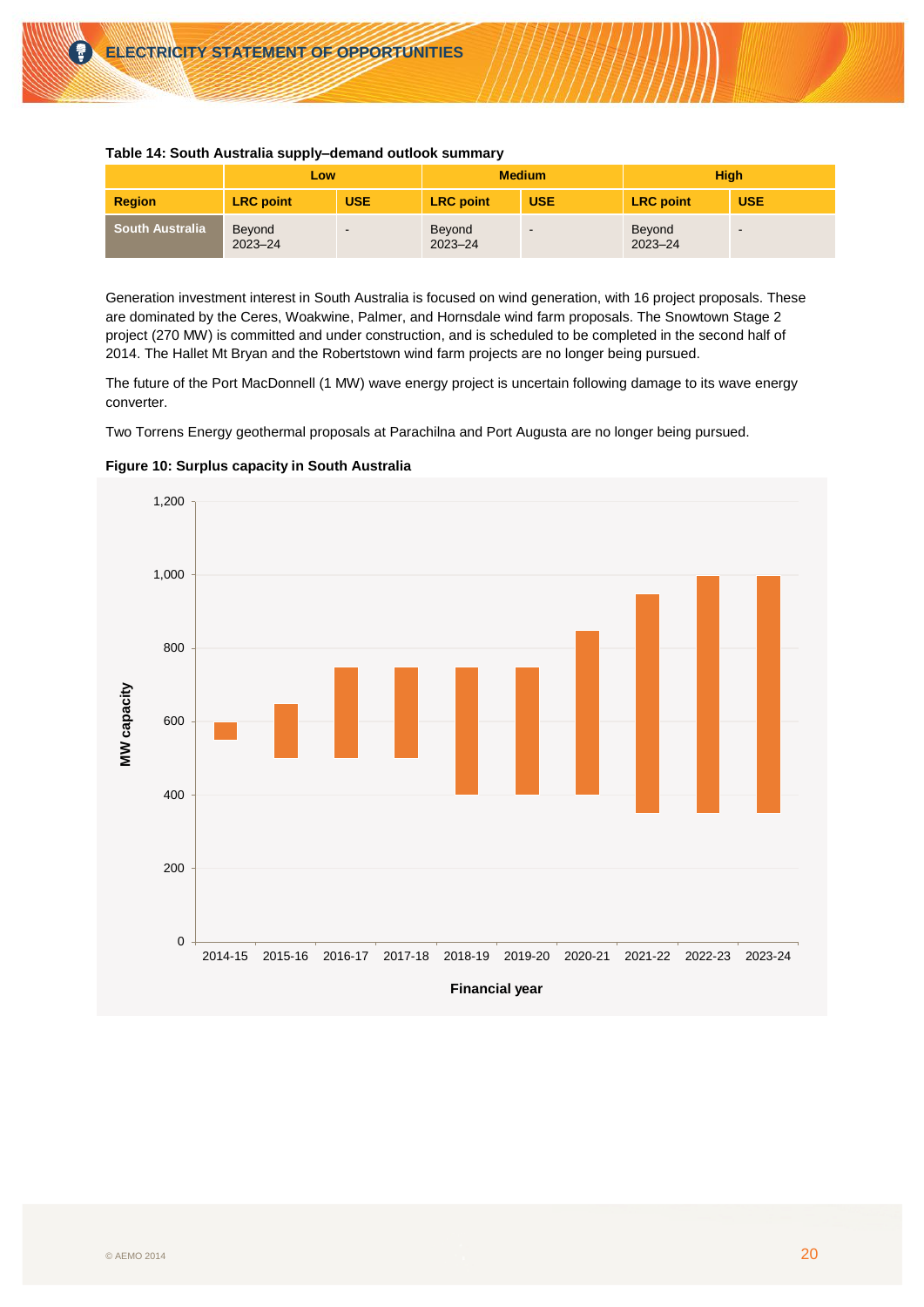**Table 14: South Australia supply–demand outlook summary**

| | Low | | Medium | | High | |
|---|---|---|---|---|---|---|
| Region | LRC point | USE | LRC point | USE | LRC point | USE |
| South Australia | Beyond 2023–24 | - | Beyond 2023–24 | - | Beyond 2023–24 | - |

Generation investment interest in South Australia is focused on wind generation, with 16 project proposals. These are dominated by the Ceres, Woakwine, Palmer, and Hornsdale wind farm proposals. The Snowtown Stage 2 project (270 MW) is committed and under construction, and is scheduled to be completed in the second half of 2014. The Hallet Mt Bryan and the Robertstown wind farm projects are no longer being pursued.

The future of the Port MacDonnell (1 MW) wave energy project is uncertain following damage to its wave energy converter.

Two Torrens Energy geothermal proposals at Parachilna and Port Augusta are no longer being pursued.

**Figure 10: Surplus capacity in South Australia**

MW capacity

1,200
1,000
800
600
400
200
0

2014-15 2015-16 2016-17 2017-18 2018-19 2019-20 2020-21 2021-22 2022-23 2023-24

Financial year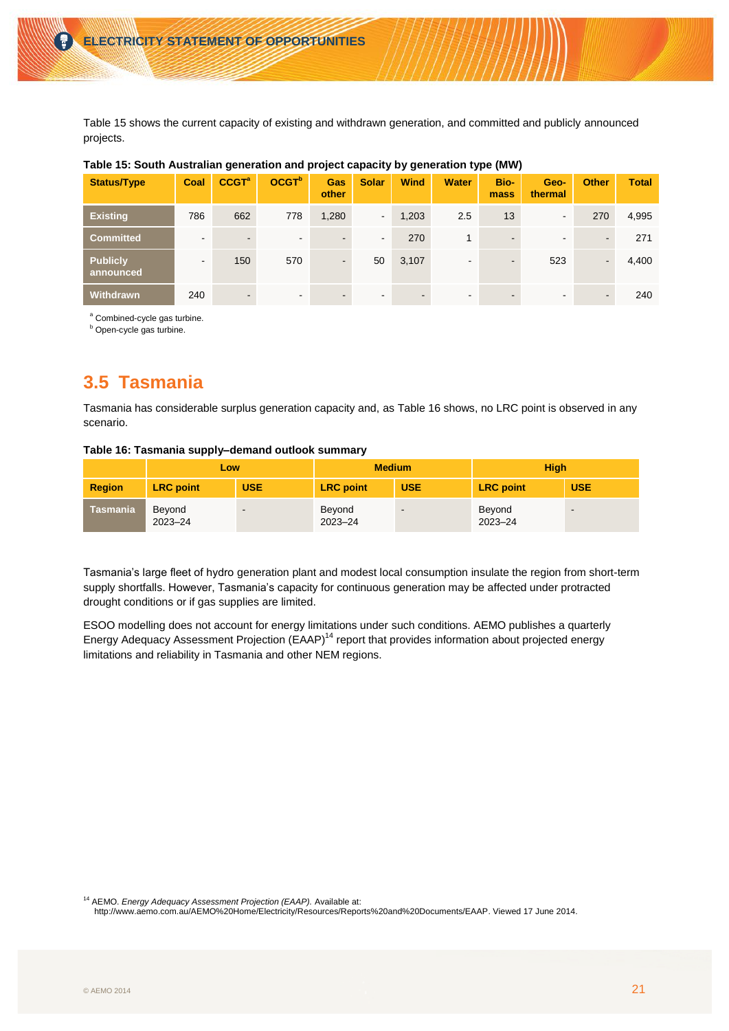Table 15 shows the current capacity of existing and withdrawn generation, and committed and publicly announced projects.

**Table 15: South Australian generation and project capacity by generation type (MW)**

| Status/Type | Coal | CCGT[a] | OCGT[b] | Gas other | Solar | Wind | Water | Bio-mass | Geo-thermal | Other | Total |
|---|---|---|---|---|---|---|---|---|---|---|---|
| Existing | 786 | 662 | 778 | 1,280 | - | 1,203 | 2.5 | 13 | - | 270 | 4,995 |
| Committed | - | - | - | - | - | 270 | 1 | - | - | - | 271 |
| Publicly announced | - | 150 | 570 | - | 50 | 3,107 | - | - | 523 | - | 4,400 |
| Withdrawn | 240 | - | - | - | - | - | - | - | - | - | 240 |

[a] Combined-cycle gas turbine.
[b] Open-cycle gas turbine.

## 3.5 Tasmania

Tasmania has considerable surplus generation capacity and, as Table 16 shows, no LRC point is observed in any scenario.

**Table 16: Tasmania supply–demand outlook summary**

| | Low | | Medium | | High | |
|---|---|---|---|---|---|---|
| Region | LRC point | USE | LRC point | USE | LRC point | USE |
| Tasmania | Beyond 2023–24 | - | Beyond 2023–24 | - | Beyond 2023–24 | - |

Tasmania's large fleet of hydro generation plant and modest local consumption insulate the region from short-term supply shortfalls. However, Tasmania's capacity for continuous generation may be affected under protracted drought conditions or if gas supplies are limited.

ESOO modelling does not account for energy limitations under such conditions. AEMO publishes a quarterly Energy Adequacy Assessment Projection (EAAP)[14] report that provides information about projected energy limitations and reliability in Tasmania and other NEM regions.

[14] AEMO. *Energy Adequacy Assessment Projection (EAAP).* Available at: http://www.aemo.com.au/AEMO%20Home/Electricity/Resources/Reports%20and%20Documents/EAAP. Viewed 17 June 2014.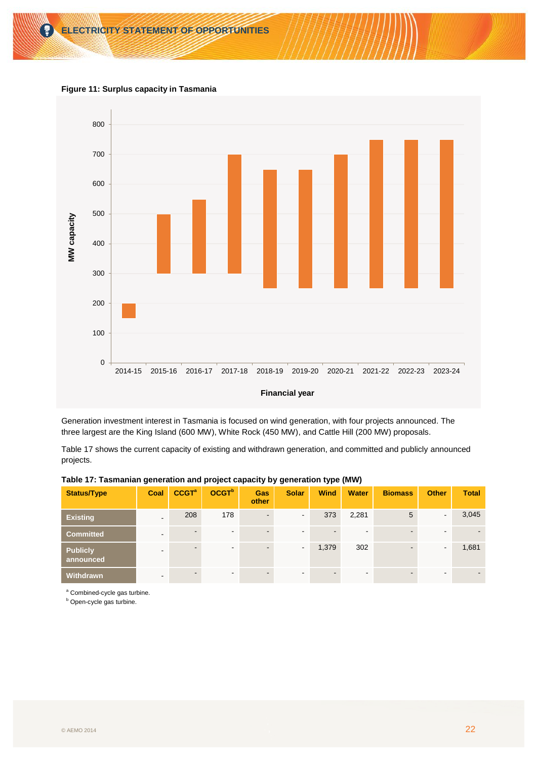**Figure 11: Surplus capacity in Tasmania**

MW capacity

800
700
600
500
400
300
200
100
0

2014-15 2015-16 2016-17 2017-18 2018-19 2019-20 2020-21 2021-22 2022-23 2023-24

Financial year

Generation investment interest in Tasmania is focused on wind generation, with four projects announced. The three largest are the King Island (600 MW), White Rock (450 MW), and Cattle Hill (200 MW) proposals.

Table 17 shows the current capacity of existing and withdrawn generation, and committed and publicly announced projects.

**Table 17: Tasmanian generation and project capacity by generation type (MW)**

| Status/Type | Coal | CCGT[a] | OCGT[b] | Gas other | Solar | Wind | Water | Biomass | Other | Total |
|---|---|---|---|---|---|---|---|---|---|---|
| Existing | - | 208 | 178 | - | - | 373 | 2,281 | 5 | - | 3,045 |
| Committed | - | - | - | - | - | - | - | - | - | - |
| Publicly announced | - | - | - | - | - | 1,379 | 302 | - | - | 1,681 |
| Withdrawn | - | - | - | - | - | - | - | - | - | - |

[a] Combined-cycle gas turbine.
[b] Open-cycle gas turbine.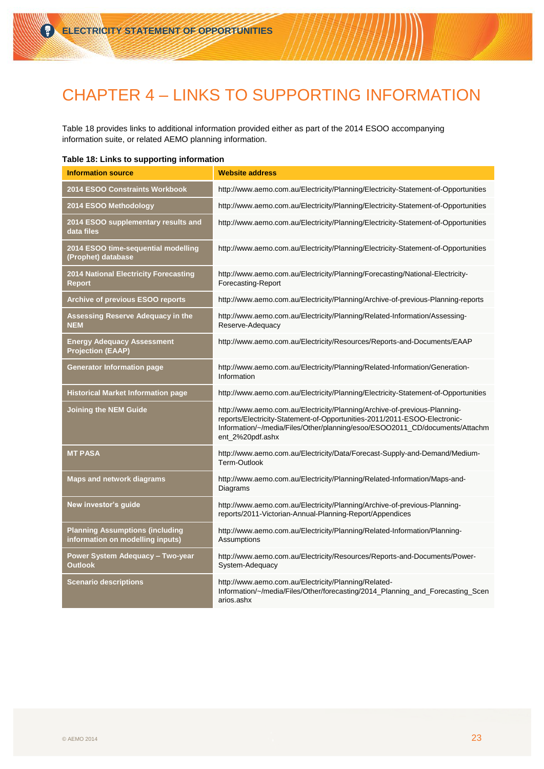# CHAPTER 4 – LINKS TO SUPPORTING INFORMATION

Table 18 provides links to additional information provided either as part of the 2014 ESOO accompanying information suite, or related AEMO planning information.

**Table 18: Links to supporting information**

| Information source | Website address |
|---|---|
| 2014 ESOO Constraints Workbook | http://www.aemo.com.au/Electricity/Planning/Electricity-Statement-of-Opportunities |
| 2014 ESOO Methodology | http://www.aemo.com.au/Electricity/Planning/Electricity-Statement-of-Opportunities |
| 2014 ESOO supplementary results and data files | http://www.aemo.com.au/Electricity/Planning/Electricity-Statement-of-Opportunities |
| 2014 ESOO time-sequential modelling (Prophet) database | http://www.aemo.com.au/Electricity/Planning/Electricity-Statement-of-Opportunities |
| 2014 National Electricity Forecasting Report | http://www.aemo.com.au/Electricity/Planning/Forecasting/National-Electricity-Forecasting-Report |
| Archive of previous ESOO reports | http://www.aemo.com.au/Electricity/Planning/Archive-of-previous-Planning-reports |
| Assessing Reserve Adequacy in the NEM | http://www.aemo.com.au/Electricity/Planning/Related-Information/Assessing-Reserve-Adequacy |
| Energy Adequacy Assessment Projection (EAAP) | http://www.aemo.com.au/Electricity/Resources/Reports-and-Documents/EAAP |
| Generator Information page | http://www.aemo.com.au/Electricity/Planning/Related-Information/Generation-Information |
| Historical Market Information page | http://www.aemo.com.au/Electricity/Planning/Electricity-Statement-of-Opportunities |
| Joining the NEM Guide | http://www.aemo.com.au/Electricity/Planning/Archive-of-previous-Planning-reports/Electricity-Statement-of-Opportunities-2011/2011-ESOO-Electronic-Information/~/media/Files/Other/planning/esoo/ESOO2011_CD/documents/Attachment_2%20pdf.ashx |
| MT PASA | http://www.aemo.com.au/Electricity/Data/Forecast-Supply-and-Demand/Medium-Term-Outlook |
| Maps and network diagrams | http://www.aemo.com.au/Electricity/Planning/Related-Information/Maps-and-Diagrams |
| New investor's guide | http://www.aemo.com.au/Electricity/Planning/Archive-of-previous-Planning-reports/2011-Victorian-Annual-Planning-Report/Appendices |
| Planning Assumptions (including information on modelling inputs) | http://www.aemo.com.au/Electricity/Planning/Related-Information/Planning-Assumptions |
| Power System Adequacy – Two-year Outlook | http://www.aemo.com.au/Electricity/Resources/Reports-and-Documents/Power-System-Adequacy |
| Scenario descriptions | http://www.aemo.com.au/Electricity/Planning/Related-Information/~/media/Files/Other/forecasting/2014_Planning_and_Forecasting_Scenarios.ashx |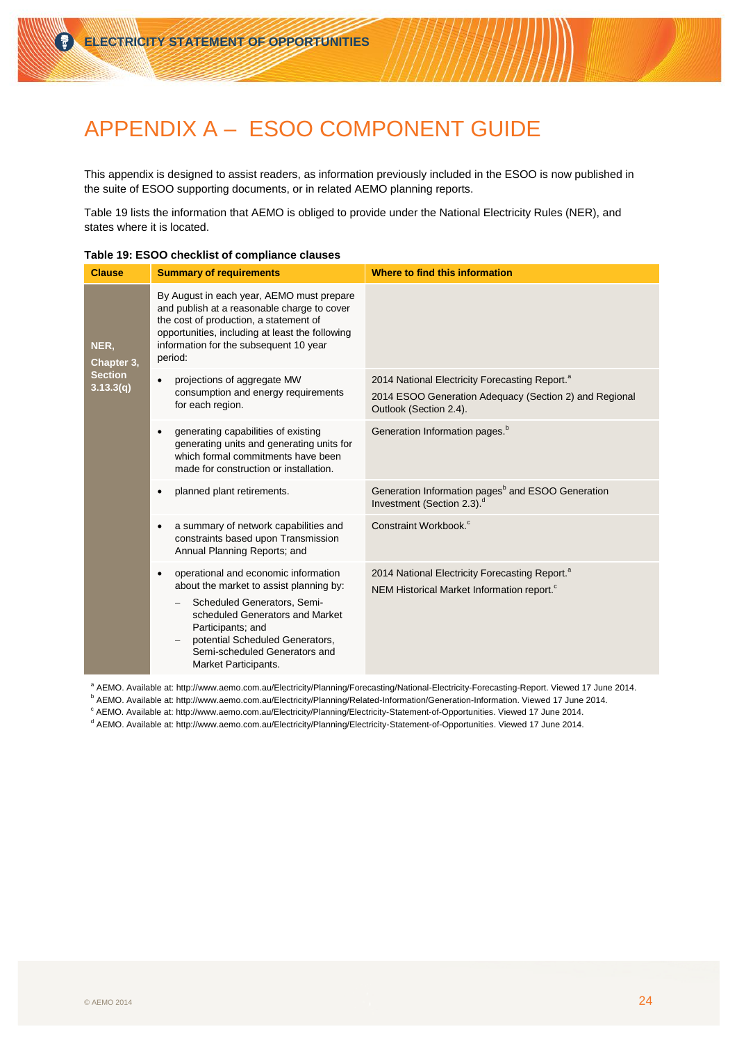# APPENDIX A – ESOO COMPONENT GUIDE

This appendix is designed to assist readers, as information previously included in the ESOO is now published in the suite of ESOO supporting documents, or in related AEMO planning reports.

Table 19 lists the information that AEMO is obliged to provide under the National Electricity Rules (NER), and states where it is located.

**Table 19: ESOO checklist of compliance clauses**

| Clause | Summary of requirements | Where to find this information |
|---|---|---|
| NER, Chapter 3, Section 3.13.3(q) | By August in each year, AEMO must prepare and publish at a reasonable charge to cover the cost of production, a statement of opportunities, including at least the following information for the subsequent 10 year period: | |
| | • projections of aggregate MW consumption and energy requirements for each region. | 2014 National Electricity Forecasting Report.[a] 2014 ESOO Generation Adequacy (Section 2) and Regional Outlook (Section 2.4). |
| | • generating capabilities of existing generating units and generating units for which formal commitments have been made for construction or installation. | Generation Information pages.[b] |
| | • planned plant retirements. | Generation Information pages[b] and ESOO Generation Investment (Section 2.3).[d] |
| | • a summary of network capabilities and constraints based upon Transmission Annual Planning Reports; and | Constraint Workbook.[c] |
| | • operational and economic information about the market to assist planning by: – Scheduled Generators, Semi-scheduled Generators and Market Participants; and – potential Scheduled Generators, Semi-scheduled Generators and Market Participants. | 2014 National Electricity Forecasting Report.[a] NEM Historical Market Information report.[c] |

[a] AEMO. Available at: http://www.aemo.com.au/Electricity/Planning/Forecasting/National-Electricity-Forecasting-Report. Viewed 17 June 2014.
[b] AEMO. Available at: http://www.aemo.com.au/Electricity/Planning/Related-Information/Generation-Information. Viewed 17 June 2014.
[c] AEMO. Available at: http://www.aemo.com.au/Electricity/Planning/Electricity-Statement-of-Opportunities. Viewed 17 June 2014.
[d] AEMO. Available at: http://www.aemo.com.au/Electricity/Planning/Electricity-Statement-of-Opportunities. Viewed 17 June 2014.